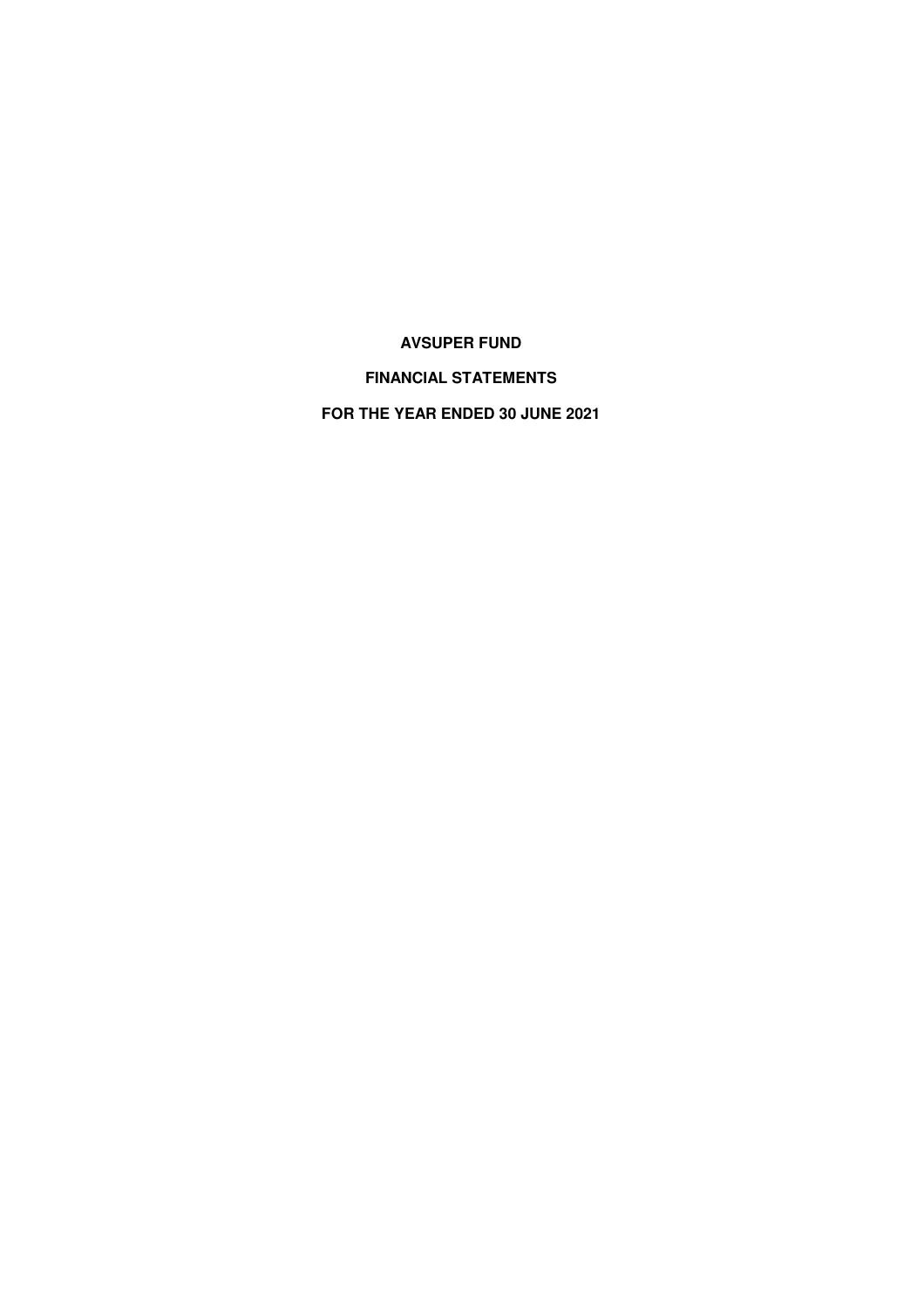# AVSUPER FUND

## FINANCIAL STATEMENTS

## FOR THE YEAR ENDED 30 JUNE 2021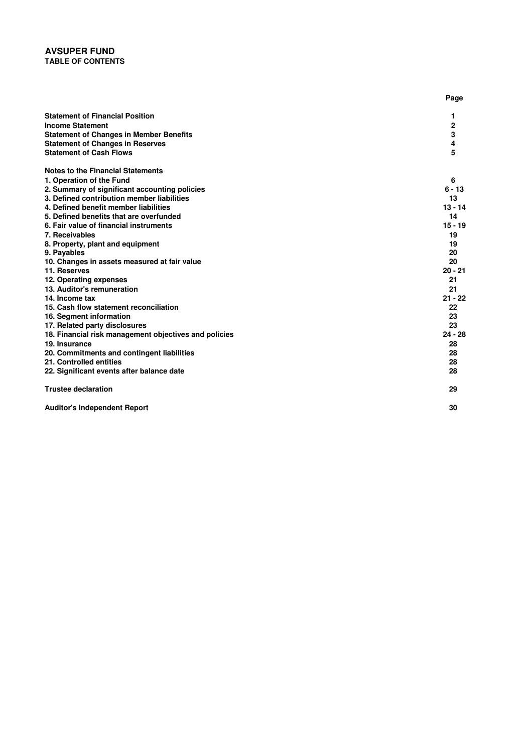# AVSUPER FUND

## TABLE OF CONTENTS

| | Page |
|---|---|
| **Statement of Financial Position** | **1** |
| **Income Statement** | **2** |
| **Statement of Changes in Member Benefits** | **3** |
| **Statement of Changes in Reserves** | **4** |
| **Statement of Cash Flows** | **5** |
| | |
| **Notes to the Financial Statements** | |
| **1. Operation of the Fund** | **6** |
| **2. Summary of significant accounting policies** | **6 - 13** |
| **3. Defined contribution member liabilities** | **13** |
| **4. Defined benefit member liabilities** | **13 - 14** |
| **5. Defined benefits that are overfunded** | **14** |
| **6. Fair value of financial instruments** | **15 - 19** |
| **7. Receivables** | **19** |
| **8. Property, plant and equipment** | **19** |
| **9. Payables** | **20** |
| **10. Changes in assets measured at fair value** | **20** |
| **11. Reserves** | **20 - 21** |
| **12. Operating expenses** | **21** |
| **13. Auditor's remuneration** | **21** |
| **14. Income tax** | **21 - 22** |
| **15. Cash flow statement reconciliation** | **22** |
| **16. Segment information** | **23** |
| **17. Related party disclosures** | **23** |
| **18. Financial risk management objectives and policies** | **24 - 28** |
| **19. Insurance** | **28** |
| **20. Commitments and contingent liabilities** | **28** |
| **21. Controlled entities** | **28** |
| **22. Significant events after balance date** | **28** |
| | |
| **Trustee declaration** | **29** |
| | |
| **Auditor's Independent Report** | **30** |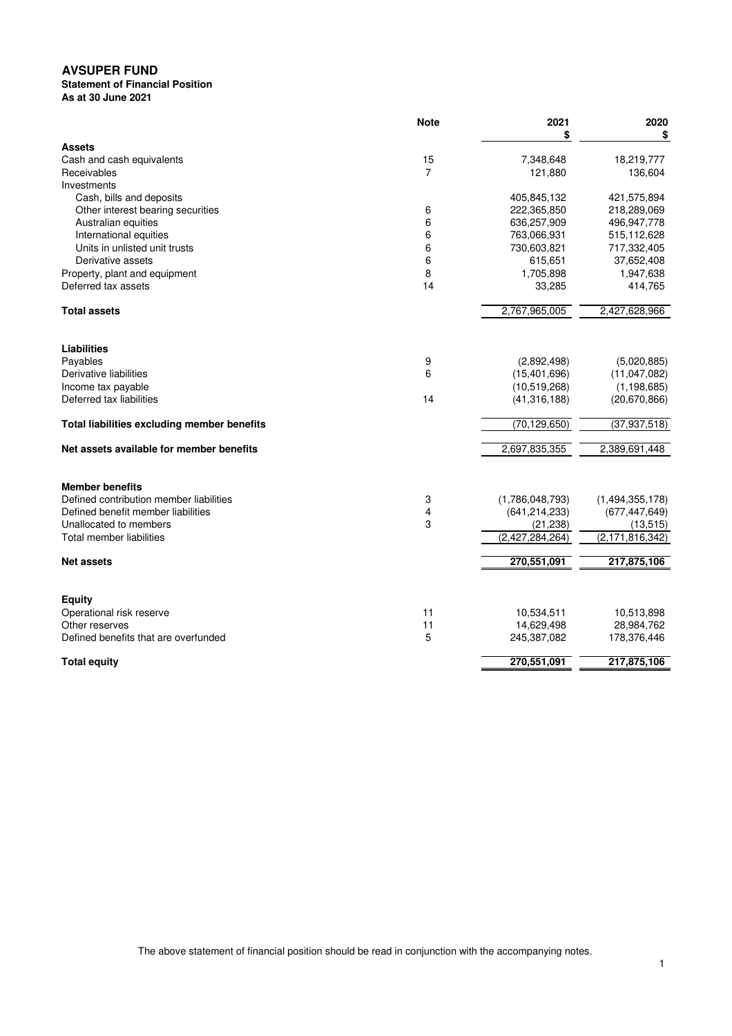# AVSUPER FUND

**Statement of Financial Position**
**As at 30 June 2021**

| | Note | 2021 $ | 2020 $ |
|---|---|---|---|
| **Assets** | | | |
| Cash and cash equivalents | 15 | 7,348,648 | 18,219,777 |
| Receivables | 7 | 121,880 | 136,604 |
| Investments | | | |
| Cash, bills and deposits | | 405,845,132 | 421,575,894 |
| Other interest bearing securities | 6 | 222,365,850 | 218,289,069 |
| Australian equities | 6 | 636,257,909 | 496,947,778 |
| International equities | 6 | 763,066,931 | 515,112,628 |
| Units in unlisted unit trusts | 6 | 730,603,821 | 717,332,405 |
| Derivative assets | 6 | 615,651 | 37,652,408 |
| Property, plant and equipment | 8 | 1,705,898 | 1,947,638 |
| Deferred tax assets | 14 | 33,285 | 414,765 |
| **Total assets** | | 2,767,965,005 | 2,427,628,966 |
| | | | |
| **Liabilities** | | | |
| Payables | 9 | (2,892,498) | (5,020,885) |
| Derivative liabilities | 6 | (15,401,696) | (11,047,082) |
| Income tax payable | | (10,519,268) | (1,198,685) |
| Deferred tax liabilities | 14 | (41,316,188) | (20,670,866) |
| **Total liabilities excluding member benefits** | | (70,129,650) | (37,937,518) |
| **Net assets available for member benefits** | | 2,697,835,355 | 2,389,691,448 |
| | | | |
| **Member benefits** | | | |
| Defined contribution member liabilities | 3 | (1,786,048,793) | (1,494,355,178) |
| Defined benefit member liabilities | 4 | (641,214,233) | (677,447,649) |
| Unallocated to members | 3 | (21,238) | (13,515) |
| Total member liabilities | | (2,427,284,264) | (2,171,816,342) |
| **Net assets** | | **270,551,091** | **217,875,106** |
| | | | |
| **Equity** | | | |
| Operational risk reserve | 11 | 10,534,511 | 10,513,898 |
| Other reserves | 11 | 14,629,498 | 28,984,762 |
| Defined benefits that are overfunded | 5 | 245,387,082 | 178,376,446 |
| **Total equity** | | **270,551,091** | **217,875,106** |

The above statement of financial position should be read in conjunction with the accompanying notes.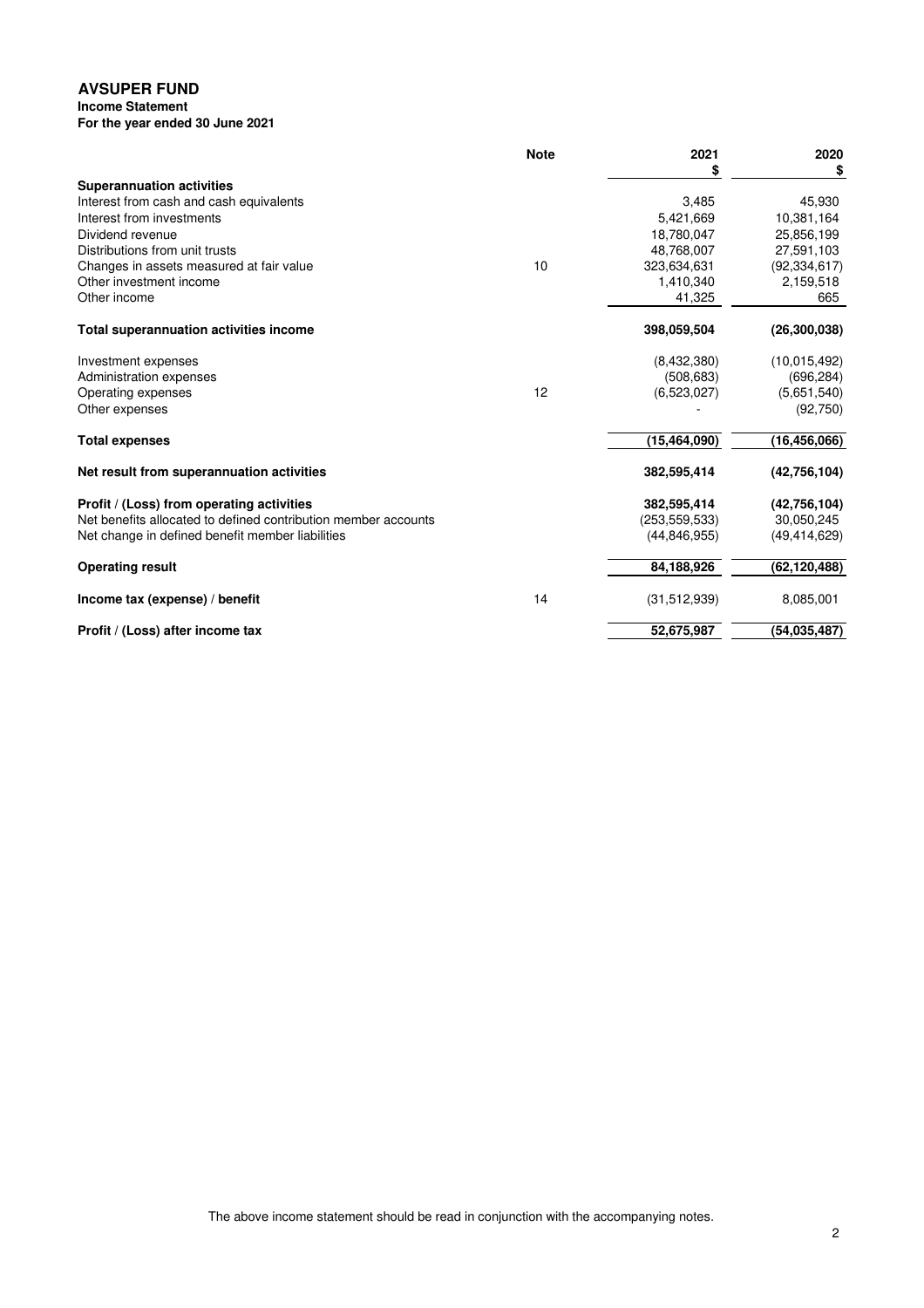# AVSUPER FUND

**Income Statement**

**For the year ended 30 June 2021**

| | Note | 2021<br>$ | 2020<br>$ |
|---|---|---|---|
| **Superannuation activities** | | | |
| Interest from cash and cash equivalents | | 3,485 | 45,930 |
| Interest from investments | | 5,421,669 | 10,381,164 |
| Dividend revenue | | 18,780,047 | 25,856,199 |
| Distributions from unit trusts | | 48,768,007 | 27,591,103 |
| Changes in assets measured at fair value | 10 | 323,634,631 | (92,334,617) |
| Other investment income | | 1,410,340 | 2,159,518 |
| Other income | | 41,325 | 665 |
| **Total superannuation activities income** | | **398,059,504** | **(26,300,038)** |
| Investment expenses | | (8,432,380) | (10,015,492) |
| Administration expenses | | (508,683) | (696,284) |
| Operating expenses | 12 | (6,523,027) | (5,651,540) |
| Other expenses | | - | (92,750) |
| **Total expenses** | | **(15,464,090)** | **(16,456,066)** |
| **Net result from superannuation activities** | | **382,595,414** | **(42,756,104)** |
| **Profit / (Loss) from operating activities** | | **382,595,414** | **(42,756,104)** |
| Net benefits allocated to defined contribution member accounts | | (253,559,533) | 30,050,245 |
| Net change in defined benefit member liabilities | | (44,846,955) | (49,414,629) |
| **Operating result** | | **84,188,926** | **(62,120,488)** |
| **Income tax (expense) / benefit** | 14 | (31,512,939) | 8,085,001 |
| **Profit / (Loss) after income tax** | | **52,675,987** | **(54,035,487)** |

The above income statement should be read in conjunction with the accompanying notes.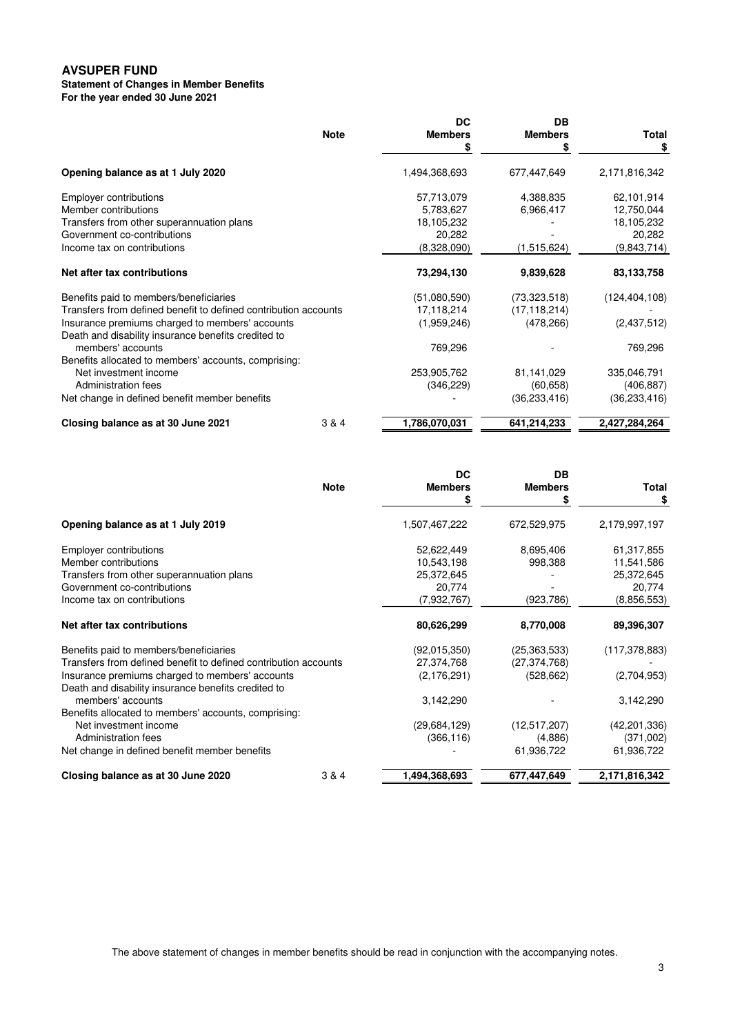# AVSUPER FUND

**Statement of Changes in Member Benefits**
**For the year ended 30 June 2021**

| | Note | DC Members $ | DB Members $ | Total $ |
|---|---|---|---|---|
| **Opening balance as at 1 July 2020** | | 1,494,368,693 | 677,447,649 | 2,171,816,342 |
| Employer contributions | | 57,713,079 | 4,388,835 | 62,101,914 |
| Member contributions | | 5,783,627 | 6,966,417 | 12,750,044 |
| Transfers from other superannuation plans | | 18,105,232 | - | 18,105,232 |
| Government co-contributions | | 20,282 | - | 20,282 |
| Income tax on contributions | | (8,328,090) | (1,515,624) | (9,843,714) |
| **Net after tax contributions** | | **73,294,130** | **9,839,628** | **83,133,758** |
| Benefits paid to members/beneficiaries | | (51,080,590) | (73,323,518) | (124,404,108) |
| Transfers from defined benefit to defined contribution accounts | | 17,118,214 | (17,118,214) | - |
| Insurance premiums charged to members' accounts | | (1,959,246) | (478,266) | (2,437,512) |
| Death and disability insurance benefits credited to members' accounts | | 769,296 | - | 769,296 |
| Benefits allocated to members' accounts, comprising: | | | | |
| Net investment income | | 253,905,762 | 81,141,029 | 335,046,791 |
| Administration fees | | (346,229) | (60,658) | (406,887) |
| Net change in defined benefit member benefits | | - | (36,233,416) | (36,233,416) |
| **Closing balance as at 30 June 2021** | 3 & 4 | **1,786,070,031** | **641,214,233** | **2,427,284,264** |

| | Note | DC Members $ | DB Members $ | Total $ |
|---|---|---|---|---|
| **Opening balance as at 1 July 2019** | | 1,507,467,222 | 672,529,975 | 2,179,997,197 |
| Employer contributions | | 52,622,449 | 8,695,406 | 61,317,855 |
| Member contributions | | 10,543,198 | 998,388 | 11,541,586 |
| Transfers from other superannuation plans | | 25,372,645 | - | 25,372,645 |
| Government co-contributions | | 20,774 | - | 20,774 |
| Income tax on contributions | | (7,932,767) | (923,786) | (8,856,553) |
| **Net after tax contributions** | | **80,626,299** | **8,770,008** | **89,396,307** |
| Benefits paid to members/beneficiaries | | (92,015,350) | (25,363,533) | (117,378,883) |
| Transfers from defined benefit to defined contribution accounts | | 27,374,768 | (27,374,768) | - |
| Insurance premiums charged to members' accounts | | (2,176,291) | (528,662) | (2,704,953) |
| Death and disability insurance benefits credited to members' accounts | | 3,142,290 | - | 3,142,290 |
| Benefits allocated to members' accounts, comprising: | | | | |
| Net investment income | | (29,684,129) | (12,517,207) | (42,201,336) |
| Administration fees | | (366,116) | (4,886) | (371,002) |
| Net change in defined benefit member benefits | | - | 61,936,722 | 61,936,722 |
| **Closing balance as at 30 June 2020** | 3 & 4 | **1,494,368,693** | **677,447,649** | **2,171,816,342** |

The above statement of changes in member benefits should be read in conjunction with the accompanying notes.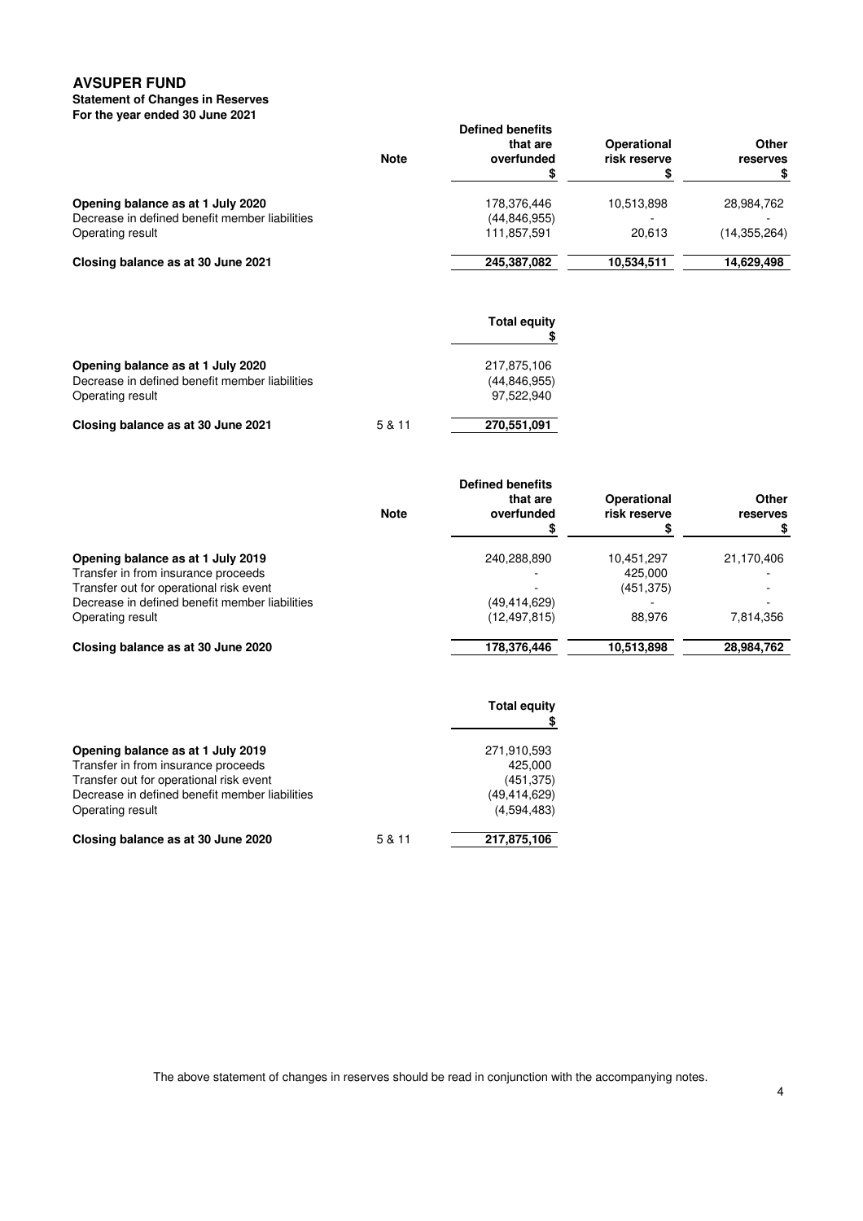# AVSUPER FUND

**Statement of Changes in Reserves**
**For the year ended 30 June 2021**

| | Note | Defined benefits that are overfunded $ | Operational risk reserve $ | Other reserves $ |
|---|---|---|---|---|
| **Opening balance as at 1 July 2020** | | 178,376,446 | 10,513,898 | 28,984,762 |
| Decrease in defined benefit member liabilities | | (44,846,955) | - | - |
| Operating result | | 111,857,591 | 20,613 | (14,355,264) |
| **Closing balance as at 30 June 2021** | | **245,387,082** | **10,534,511** | **14,629,498** |

| | Note | Total equity $ |
|---|---|---|
| **Opening balance as at 1 July 2020** | | 217,875,106 |
| Decrease in defined benefit member liabilities | | (44,846,955) |
| Operating result | | 97,522,940 |
| **Closing balance as at 30 June 2021** | 5 & 11 | **270,551,091** |

| | Note | Defined benefits that are overfunded $ | Operational risk reserve $ | Other reserves $ |
|---|---|---|---|---|
| **Opening balance as at 1 July 2019** | | 240,288,890 | 10,451,297 | 21,170,406 |
| Transfer in from insurance proceeds | | - | 425,000 | - |
| Transfer out for operational risk event | | - | (451,375) | - |
| Decrease in defined benefit member liabilities | | (49,414,629) | - | - |
| Operating result | | (12,497,815) | 88,976 | 7,814,356 |
| **Closing balance as at 30 June 2020** | | **178,376,446** | **10,513,898** | **28,984,762** |

| | Note | Total equity $ |
|---|---|---|
| **Opening balance as at 1 July 2019** | | 271,910,593 |
| Transfer in from insurance proceeds | | 425,000 |
| Transfer out for operational risk event | | (451,375) |
| Decrease in defined benefit member liabilities | | (49,414,629) |
| Operating result | | (4,594,483) |
| **Closing balance as at 30 June 2020** | 5 & 11 | **217,875,106** |

The above statement of changes in reserves should be read in conjunction with the accompanying notes.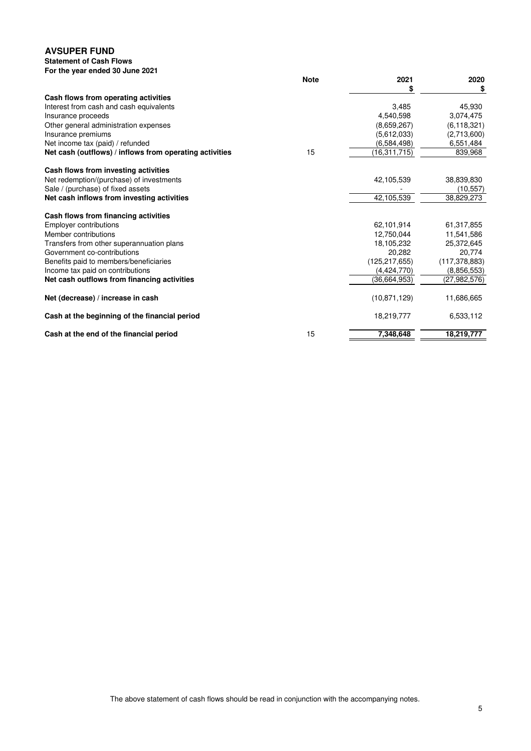# AVSUPER FUND

**Statement of Cash Flows**

**For the year ended 30 June 2021**

| | Note | 2021<br>$ | 2020<br>$ |
|---|---|---|---|
| **Cash flows from operating activities** | | | |
| Interest from cash and cash equivalents | | 3,485 | 45,930 |
| Insurance proceeds | | 4,540,598 | 3,074,475 |
| Other general administration expenses | | (8,659,267) | (6,118,321) |
| Insurance premiums | | (5,612,033) | (2,713,600) |
| Net income tax (paid) / refunded | | (6,584,498) | 6,551,484 |
| **Net cash (outflows) / inflows from operating activities** | 15 | (16,311,715) | 839,968 |
| | | | |
| **Cash flows from investing activities** | | | |
| Net redemption/(purchase) of investments | | 42,105,539 | 38,839,830 |
| Sale / (purchase) of fixed assets | | - | (10,557) |
| **Net cash inflows from investing activities** | | 42,105,539 | 38,829,273 |
| | | | |
| **Cash flows from financing activities** | | | |
| Employer contributions | | 62,101,914 | 61,317,855 |
| Member contributions | | 12,750,044 | 11,541,586 |
| Transfers from other superannuation plans | | 18,105,232 | 25,372,645 |
| Government co-contributions | | 20,282 | 20,774 |
| Benefits paid to members/beneficiaries | | (125,217,655) | (117,378,883) |
| Income tax paid on contributions | | (4,424,770) | (8,856,553) |
| **Net cash outflows from financing activities** | | (36,664,953) | (27,982,576) |
| | | | |
| **Net (decrease) / increase in cash** | | (10,871,129) | 11,686,665 |
| | | | |
| **Cash at the beginning of the financial period** | | 18,219,777 | 6,533,112 |
| | | | |
| **Cash at the end of the financial period** | 15 | **7,348,648** | **18,219,777** |

The above statement of cash flows should be read in conjunction with the accompanying notes.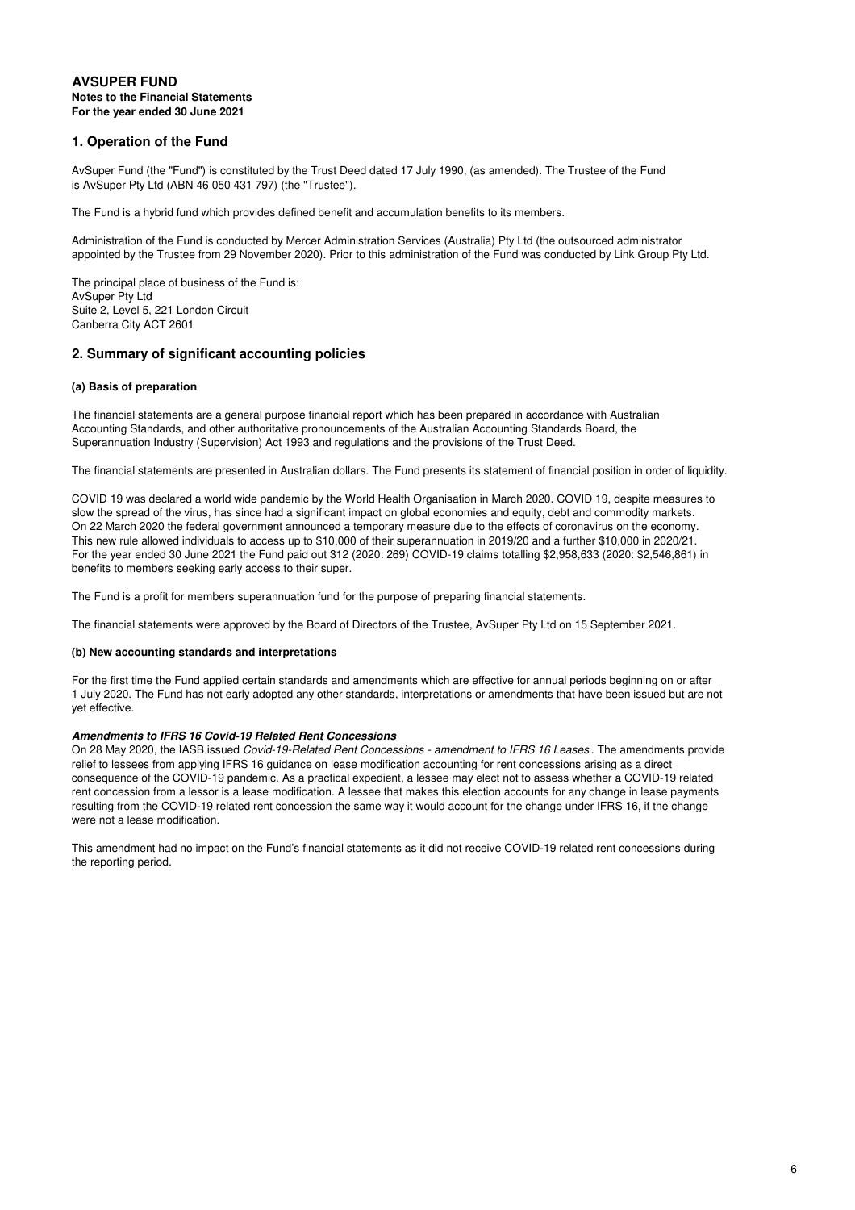**AVSUPER FUND**
**Notes to the Financial Statements**
**For the year ended 30 June 2021**

## 1. Operation of the Fund

AvSuper Fund (the "Fund") is constituted by the Trust Deed dated 17 July 1990, (as amended). The Trustee of the Fund is AvSuper Pty Ltd (ABN 46 050 431 797) (the "Trustee").

The Fund is a hybrid fund which provides defined benefit and accumulation benefits to its members.

Administration of the Fund is conducted by Mercer Administration Services (Australia) Pty Ltd (the outsourced administrator appointed by the Trustee from 29 November 2020). Prior to this administration of the Fund was conducted by Link Group Pty Ltd.

The principal place of business of the Fund is:
AvSuper Pty Ltd
Suite 2, Level 5, 221 London Circuit
Canberra City ACT 2601

## 2. Summary of significant accounting policies

### (a) Basis of preparation

The financial statements are a general purpose financial report which has been prepared in accordance with Australian Accounting Standards, and other authoritative pronouncements of the Australian Accounting Standards Board, the Superannuation Industry (Supervision) Act 1993 and regulations and the provisions of the Trust Deed.

The financial statements are presented in Australian dollars. The Fund presents its statement of financial position in order of liquidity.

COVID 19 was declared a world wide pandemic by the World Health Organisation in March 2020. COVID 19, despite measures to slow the spread of the virus, has since had a significant impact on global economies and equity, debt and commodity markets. On 22 March 2020 the federal government announced a temporary measure due to the effects of coronavirus on the economy. This new rule allowed individuals to access up to $10,000 of their superannuation in 2019/20 and a further $10,000 in 2020/21. For the year ended 30 June 2021 the Fund paid out 312 (2020: 269) COVID-19 claims totalling $2,958,633 (2020: $2,546,861) in benefits to members seeking early access to their super.

The Fund is a profit for members superannuation fund for the purpose of preparing financial statements.

The financial statements were approved by the Board of Directors of the Trustee, AvSuper Pty Ltd on 15 September 2021.

### (b) New accounting standards and interpretations

For the first time the Fund applied certain standards and amendments which are effective for annual periods beginning on or after 1 July 2020. The Fund has not early adopted any other standards, interpretations or amendments that have been issued but are not yet effective.

***Amendments to IFRS 16 Covid-19 Related Rent Concessions***

On 28 May 2020, the IASB issued *Covid-19-Related Rent Concessions - amendment to IFRS 16 Leases*. The amendments provide relief to lessees from applying IFRS 16 guidance on lease modification accounting for rent concessions arising as a direct consequence of the COVID-19 pandemic. As a practical expedient, a lessee may elect not to assess whether a COVID-19 related rent concession from a lessor is a lease modification. A lessee that makes this election accounts for any change in lease payments resulting from the COVID-19 related rent concession the same way it would account for the change under IFRS 16, if the change were not a lease modification.

This amendment had no impact on the Fund's financial statements as it did not receive COVID-19 related rent concessions during the reporting period.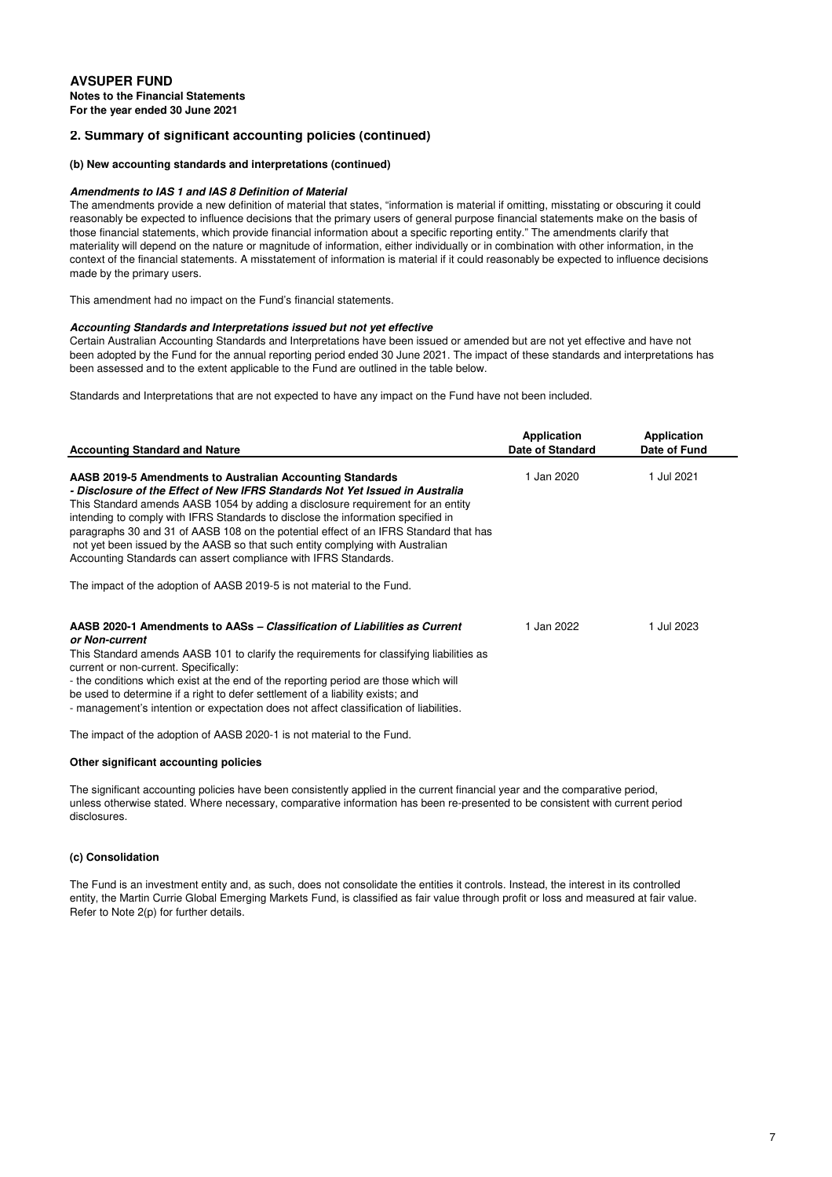## 2. Summary of significant accounting policies (continued)

### (b) New accounting standards and interpretations (continued)

***Amendments to IAS 1 and IAS 8 Definition of Material***

The amendments provide a new definition of material that states, "information is material if omitting, misstating or obscuring it could reasonably be expected to influence decisions that the primary users of general purpose financial statements make on the basis of those financial statements, which provide financial information about a specific reporting entity." The amendments clarify that materiality will depend on the nature or magnitude of information, either individually or in combination with other information, in the context of the financial statements. A misstatement of information is material if it could reasonably be expected to influence decisions made by the primary users.

This amendment had no impact on the Fund's financial statements.

***Accounting Standards and Interpretations issued but not yet effective***

Certain Australian Accounting Standards and Interpretations have been issued or amended but are not yet effective and have not been adopted by the Fund for the annual reporting period ended 30 June 2021. The impact of these standards and interpretations has been assessed and to the extent applicable to the Fund are outlined in the table below.

Standards and Interpretations that are not expected to have any impact on the Fund have not been included.

| Accounting Standard and Nature | Application Date of Standard | Application Date of Fund |
|---|---|---|
| **AASB 2019-5 Amendments to Australian Accounting Standards** ***- Disclosure of the Effect of New IFRS Standards Not Yet Issued in Australia*** This Standard amends AASB 1054 by adding a disclosure requirement for an entity intending to comply with IFRS Standards to disclose the information specified in paragraphs 30 and 31 of AASB 108 on the potential effect of an IFRS Standard that has not yet been issued by the AASB so that such entity complying with Australian Accounting Standards can assert compliance with IFRS Standards.<br><br>The impact of the adoption of AASB 2019-5 is not material to the Fund. | 1 Jan 2020 | 1 Jul 2021 |
| **AASB 2020-1 Amendments to AASs –** ***Classification of Liabilities as Current or Non-current*** This Standard amends AASB 101 to clarify the requirements for classifying liabilities as current or non-current. Specifically:<br>- the conditions which exist at the end of the reporting period are those which will be used to determine if a right to defer settlement of a liability exists; and<br>- management's intention or expectation does not affect classification of liabilities.<br><br>The impact of the adoption of AASB 2020-1 is not material to the Fund. | 1 Jan 2022 | 1 Jul 2023 |

**Other significant accounting policies**

The significant accounting policies have been consistently applied in the current financial year and the comparative period, unless otherwise stated. Where necessary, comparative information has been re-presented to be consistent with current period disclosures.

### (c) Consolidation

The Fund is an investment entity and, as such, does not consolidate the entities it controls. Instead, the interest in its controlled entity, the Martin Currie Global Emerging Markets Fund, is classified as fair value through profit or loss and measured at fair value. Refer to Note 2(p) for further details.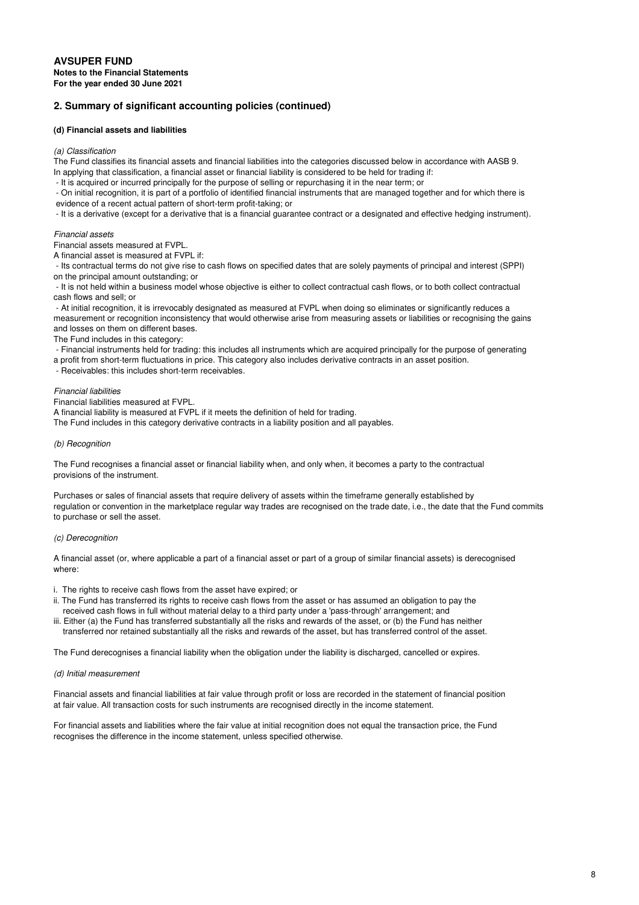## 2. Summary of significant accounting policies (continued)

### (d) Financial assets and liabilities

*(a) Classification*

The Fund classifies its financial assets and financial liabilities into the categories discussed below in accordance with AASB 9.
In applying that classification, a financial asset or financial liability is considered to be held for trading if:

- It is acquired or incurred principally for the purpose of selling or repurchasing it in the near term; or
- On initial recognition, it is part of a portfolio of identified financial instruments that are managed together and for which there is evidence of a recent actual pattern of short-term profit-taking; or
- It is a derivative (except for a derivative that is a financial guarantee contract or a designated and effective hedging instrument).

*Financial assets*

Financial assets measured at FVPL.

A financial asset is measured at FVPL if:

- Its contractual terms do not give rise to cash flows on specified dates that are solely payments of principal and interest (SPPI) on the principal amount outstanding; or
- It is not held within a business model whose objective is either to collect contractual cash flows, or to both collect contractual cash flows and sell; or
- At initial recognition, it is irrevocably designated as measured at FVPL when doing so eliminates or significantly reduces a measurement or recognition inconsistency that would otherwise arise from measuring assets or liabilities or recognising the gains and losses on them on different bases.

The Fund includes in this category:

- Financial instruments held for trading: this includes all instruments which are acquired principally for the purpose of generating a profit from short-term fluctuations in price. This category also includes derivative contracts in an asset position.
- Receivables: this includes short-term receivables.

*Financial liabilities*

Financial liabilities measured at FVPL.

A financial liability is measured at FVPL if it meets the definition of held for trading.

The Fund includes in this category derivative contracts in a liability position and all payables.

*(b) Recognition*

The Fund recognises a financial asset or financial liability when, and only when, it becomes a party to the contractual provisions of the instrument.

Purchases or sales of financial assets that require delivery of assets within the timeframe generally established by regulation or convention in the marketplace regular way trades are recognised on the trade date, i.e., the date that the Fund commits to purchase or sell the asset.

*(c) Derecognition*

A financial asset (or, where applicable a part of a financial asset or part of a group of similar financial assets) is derecognised where:

i. The rights to receive cash flows from the asset have expired; or
ii. The Fund has transferred its rights to receive cash flows from the asset or has assumed an obligation to pay the received cash flows in full without material delay to a third party under a 'pass-through' arrangement; and
iii. Either (a) the Fund has transferred substantially all the risks and rewards of the asset, or (b) the Fund has neither transferred nor retained substantially all the risks and rewards of the asset, but has transferred control of the asset.

The Fund derecognises a financial liability when the obligation under the liability is discharged, cancelled or expires.

*(d) Initial measurement*

Financial assets and financial liabilities at fair value through profit or loss are recorded in the statement of financial position at fair value. All transaction costs for such instruments are recognised directly in the income statement.

For financial assets and liabilities where the fair value at initial recognition does not equal the transaction price, the Fund recognises the difference in the income statement, unless specified otherwise.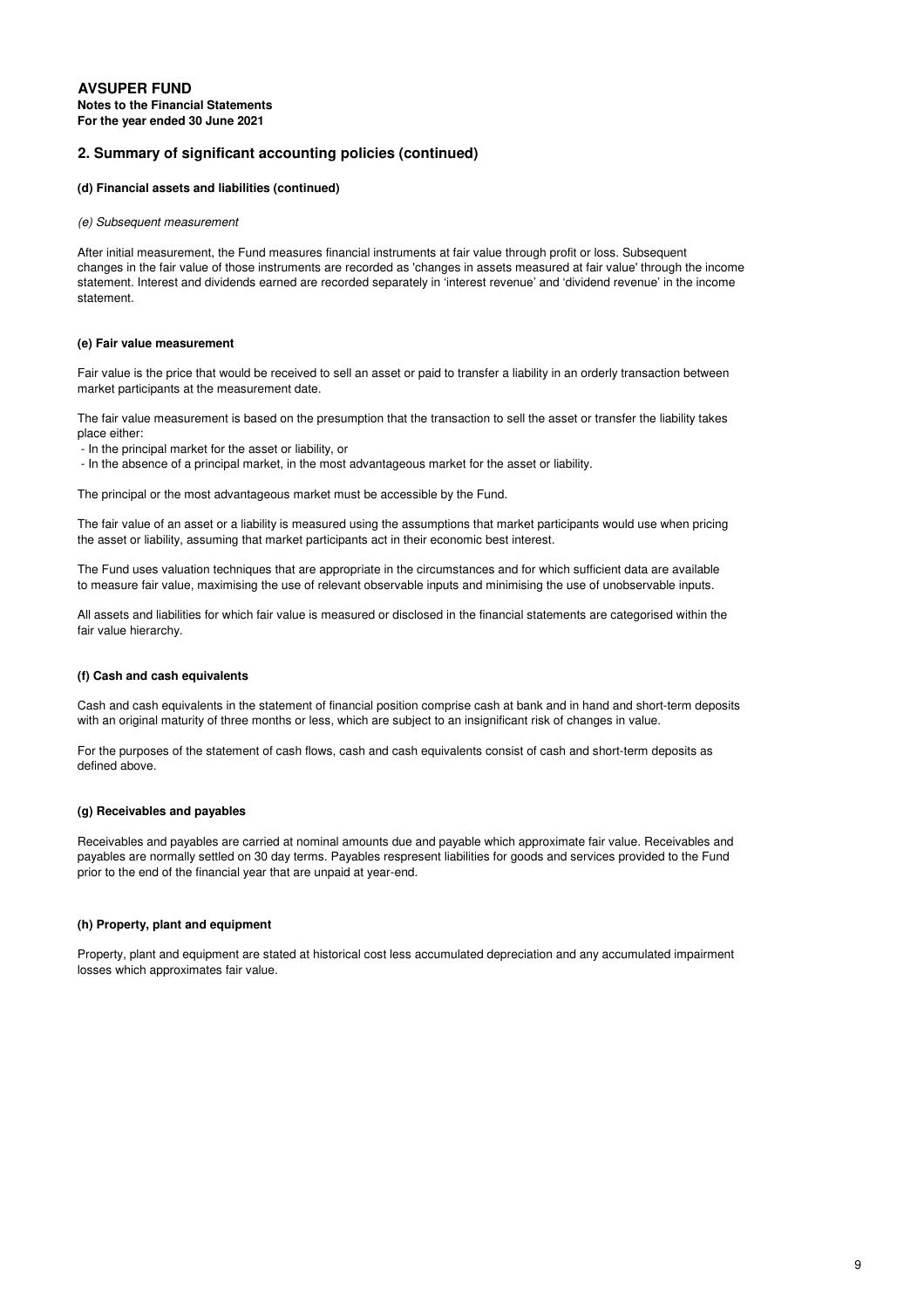**AVSUPER FUND**
**Notes to the Financial Statements**
**For the year ended 30 June 2021**

## 2. Summary of significant accounting policies (continued)

#### (d) Financial assets and liabilities (continued)

*(e) Subsequent measurement*

After initial measurement, the Fund measures financial instruments at fair value through profit or loss. Subsequent changes in the fair value of those instruments are recorded as 'changes in assets measured at fair value' through the income statement. Interest and dividends earned are recorded separately in 'interest revenue' and 'dividend revenue' in the income statement.

#### (e) Fair value measurement

Fair value is the price that would be received to sell an asset or paid to transfer a liability in an orderly transaction between market participants at the measurement date.

The fair value measurement is based on the presumption that the transaction to sell the asset or transfer the liability takes place either:

- In the principal market for the asset or liability, or
- In the absence of a principal market, in the most advantageous market for the asset or liability.

The principal or the most advantageous market must be accessible by the Fund.

The fair value of an asset or a liability is measured using the assumptions that market participants would use when pricing the asset or liability, assuming that market participants act in their economic best interest.

The Fund uses valuation techniques that are appropriate in the circumstances and for which sufficient data are available to measure fair value, maximising the use of relevant observable inputs and minimising the use of unobservable inputs.

All assets and liabilities for which fair value is measured or disclosed in the financial statements are categorised within the fair value hierarchy.

#### (f) Cash and cash equivalents

Cash and cash equivalents in the statement of financial position comprise cash at bank and in hand and short-term deposits with an original maturity of three months or less, which are subject to an insignificant risk of changes in value.

For the purposes of the statement of cash flows, cash and cash equivalents consist of cash and short-term deposits as defined above.

#### (g) Receivables and payables

Receivables and payables are carried at nominal amounts due and payable which approximate fair value. Receivables and payables are normally settled on 30 day terms. Payables respresent liabilities for goods and services provided to the Fund prior to the end of the financial year that are unpaid at year-end.

#### (h) Property, plant and equipment

Property, plant and equipment are stated at historical cost less accumulated depreciation and any accumulated impairment losses which approximates fair value.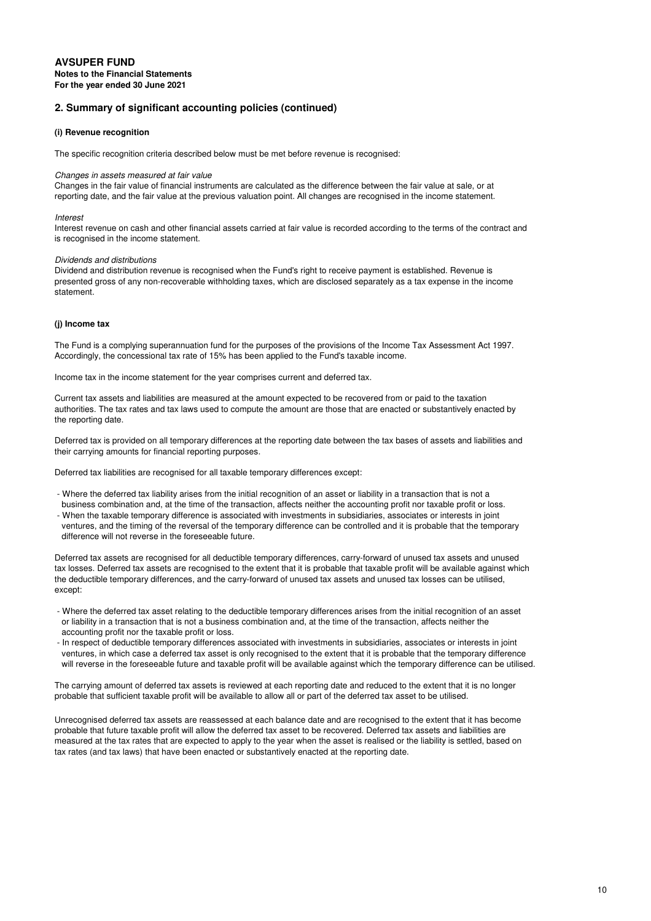**AVSUPER FUND**
**Notes to the Financial Statements**
**For the year ended 30 June 2021**

## 2. Summary of significant accounting policies (continued)

### (i) Revenue recognition

The specific recognition criteria described below must be met before revenue is recognised:

*Changes in assets measured at fair value*
Changes in the fair value of financial instruments are calculated as the difference between the fair value at sale, or at reporting date, and the fair value at the previous valuation point. All changes are recognised in the income statement.

*Interest*
Interest revenue on cash and other financial assets carried at fair value is recorded according to the terms of the contract and is recognised in the income statement.

*Dividends and distributions*
Dividend and distribution revenue is recognised when the Fund's right to receive payment is established. Revenue is presented gross of any non-recoverable withholding taxes, which are disclosed separately as a tax expense in the income statement.

### (j) Income tax

The Fund is a complying superannuation fund for the purposes of the provisions of the Income Tax Assessment Act 1997. Accordingly, the concessional tax rate of 15% has been applied to the Fund's taxable income.

Income tax in the income statement for the year comprises current and deferred tax.

Current tax assets and liabilities are measured at the amount expected to be recovered from or paid to the taxation authorities. The tax rates and tax laws used to compute the amount are those that are enacted or substantively enacted by the reporting date.

Deferred tax is provided on all temporary differences at the reporting date between the tax bases of assets and liabilities and their carrying amounts for financial reporting purposes.

Deferred tax liabilities are recognised for all taxable temporary differences except:

- Where the deferred tax liability arises from the initial recognition of an asset or liability in a transaction that is not a business combination and, at the time of the transaction, affects neither the accounting profit nor taxable profit or loss.
- When the taxable temporary difference is associated with investments in subsidiaries, associates or interests in joint ventures, and the timing of the reversal of the temporary difference can be controlled and it is probable that the temporary difference will not reverse in the foreseeable future.

Deferred tax assets are recognised for all deductible temporary differences, carry-forward of unused tax assets and unused tax losses. Deferred tax assets are recognised to the extent that it is probable that taxable profit will be available against which the deductible temporary differences, and the carry-forward of unused tax assets and unused tax losses can be utilised, except:

- Where the deferred tax asset relating to the deductible temporary differences arises from the initial recognition of an asset or liability in a transaction that is not a business combination and, at the time of the transaction, affects neither the accounting profit nor the taxable profit or loss.
- In respect of deductible temporary differences associated with investments in subsidiaries, associates or interests in joint ventures, in which case a deferred tax asset is only recognised to the extent that it is probable that the temporary difference will reverse in the foreseeable future and taxable profit will be available against which the temporary difference can be utilised.

The carrying amount of deferred tax assets is reviewed at each reporting date and reduced to the extent that it is no longer probable that sufficient taxable profit will be available to allow all or part of the deferred tax asset to be utilised.

Unrecognised deferred tax assets are reassessed at each balance date and are recognised to the extent that it has become probable that future taxable profit will allow the deferred tax asset to be recovered. Deferred tax assets and liabilities are measured at the tax rates that are expected to apply to the year when the asset is realised or the liability is settled, based on tax rates (and tax laws) that have been enacted or substantively enacted at the reporting date.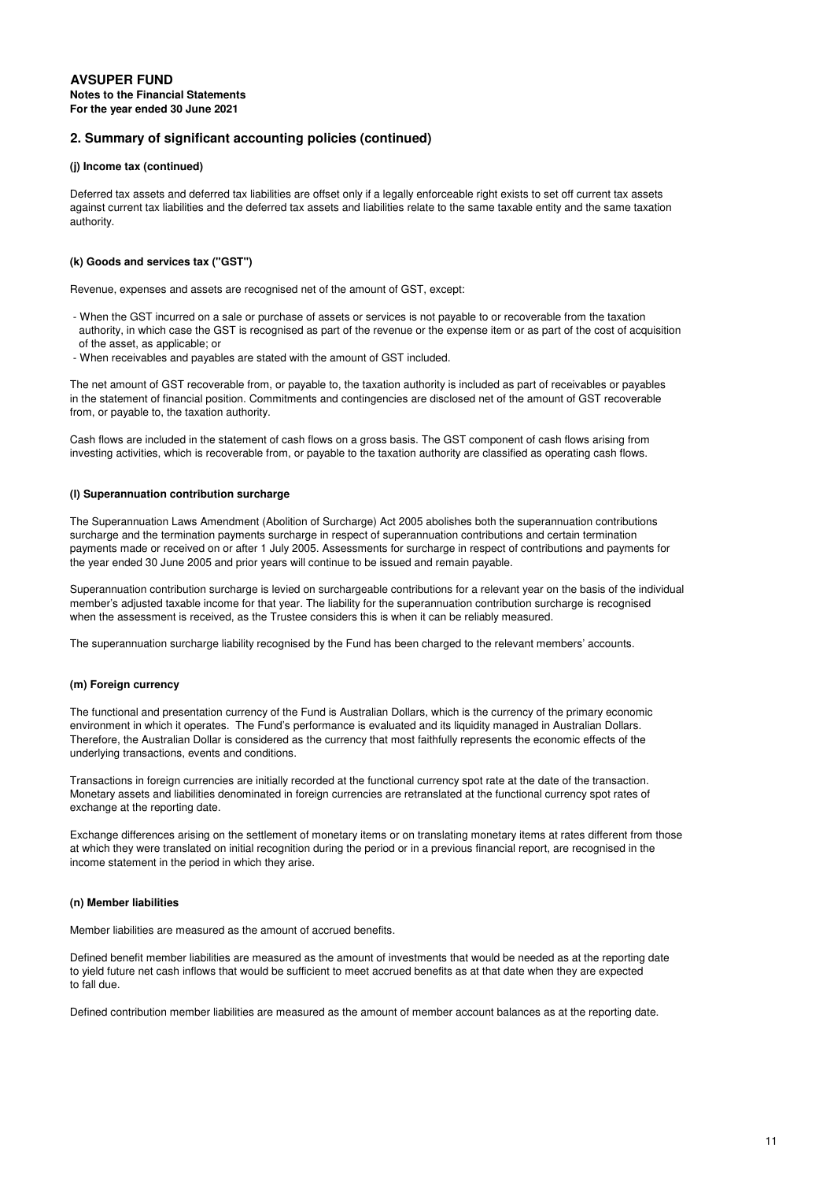## 2. Summary of significant accounting policies (continued)

**(j) Income tax (continued)**

Deferred tax assets and deferred tax liabilities are offset only if a legally enforceable right exists to set off current tax assets against current tax liabilities and the deferred tax assets and liabilities relate to the same taxable entity and the same taxation authority.

**(k) Goods and services tax ("GST")**

Revenue, expenses and assets are recognised net of the amount of GST, except:

- When the GST incurred on a sale or purchase of assets or services is not payable to or recoverable from the taxation authority, in which case the GST is recognised as part of the revenue or the expense item or as part of the cost of acquisition of the asset, as applicable; or
- When receivables and payables are stated with the amount of GST included.

The net amount of GST recoverable from, or payable to, the taxation authority is included as part of receivables or payables in the statement of financial position. Commitments and contingencies are disclosed net of the amount of GST recoverable from, or payable to, the taxation authority.

Cash flows are included in the statement of cash flows on a gross basis. The GST component of cash flows arising from investing activities, which is recoverable from, or payable to the taxation authority are classified as operating cash flows.

**(l) Superannuation contribution surcharge**

The Superannuation Laws Amendment (Abolition of Surcharge) Act 2005 abolishes both the superannuation contributions surcharge and the termination payments surcharge in respect of superannuation contributions and certain termination payments made or received on or after 1 July 2005. Assessments for surcharge in respect of contributions and payments for the year ended 30 June 2005 and prior years will continue to be issued and remain payable.

Superannuation contribution surcharge is levied on surchargeable contributions for a relevant year on the basis of the individual member's adjusted taxable income for that year. The liability for the superannuation contribution surcharge is recognised when the assessment is received, as the Trustee considers this is when it can be reliably measured.

The superannuation surcharge liability recognised by the Fund has been charged to the relevant members' accounts.

**(m) Foreign currency**

The functional and presentation currency of the Fund is Australian Dollars, which is the currency of the primary economic environment in which it operates. The Fund's performance is evaluated and its liquidity managed in Australian Dollars. Therefore, the Australian Dollar is considered as the currency that most faithfully represents the economic effects of the underlying transactions, events and conditions.

Transactions in foreign currencies are initially recorded at the functional currency spot rate at the date of the transaction. Monetary assets and liabilities denominated in foreign currencies are retranslated at the functional currency spot rates of exchange at the reporting date.

Exchange differences arising on the settlement of monetary items or on translating monetary items at rates different from those at which they were translated on initial recognition during the period or in a previous financial report, are recognised in the income statement in the period in which they arise.

**(n) Member liabilities**

Member liabilities are measured as the amount of accrued benefits.

Defined benefit member liabilities are measured as the amount of investments that would be needed as at the reporting date to yield future net cash inflows that would be sufficient to meet accrued benefits as at that date when they are expected to fall due.

Defined contribution member liabilities are measured as the amount of member account balances as at the reporting date.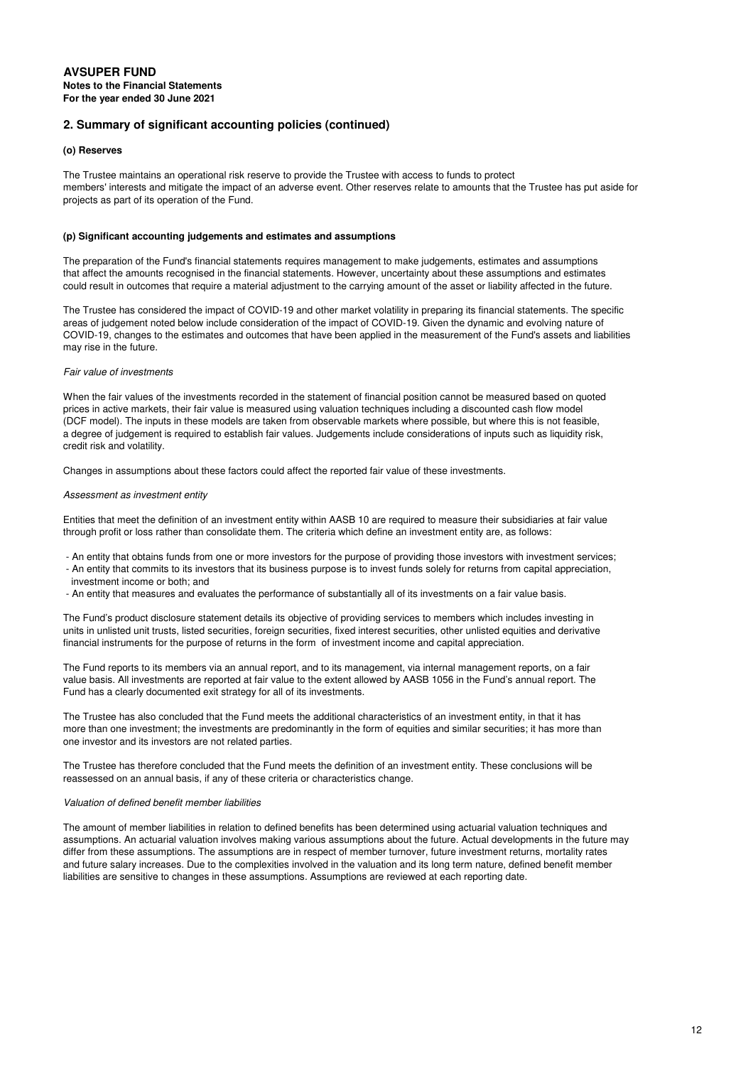# AVSUPER FUND

**Notes to the Financial Statements**
**For the year ended 30 June 2021**

## 2. Summary of significant accounting policies (continued)

### (o) Reserves

The Trustee maintains an operational risk reserve to provide the Trustee with access to funds to protect members' interests and mitigate the impact of an adverse event. Other reserves relate to amounts that the Trustee has put aside for projects as part of its operation of the Fund.

### (p) Significant accounting judgements and estimates and assumptions

The preparation of the Fund's financial statements requires management to make judgements, estimates and assumptions that affect the amounts recognised in the financial statements. However, uncertainty about these assumptions and estimates could result in outcomes that require a material adjustment to the carrying amount of the asset or liability affected in the future.

The Trustee has considered the impact of COVID-19 and other market volatility in preparing its financial statements. The specific areas of judgement noted below include consideration of the impact of COVID-19. Given the dynamic and evolving nature of COVID-19, changes to the estimates and outcomes that have been applied in the measurement of the Fund's assets and liabilities may rise in the future.

*Fair value of investments*

When the fair values of the investments recorded in the statement of financial position cannot be measured based on quoted prices in active markets, their fair value is measured using valuation techniques including a discounted cash flow model (DCF model). The inputs in these models are taken from observable markets where possible, but where this is not feasible, a degree of judgement is required to establish fair values. Judgements include considerations of inputs such as liquidity risk, credit risk and volatility.

Changes in assumptions about these factors could affect the reported fair value of these investments.

*Assessment as investment entity*

Entities that meet the definition of an investment entity within AASB 10 are required to measure their subsidiaries at fair value through profit or loss rather than consolidate them. The criteria which define an investment entity are, as follows:

- An entity that obtains funds from one or more investors for the purpose of providing those investors with investment services;
- An entity that commits to its investors that its business purpose is to invest funds solely for returns from capital appreciation, investment income or both; and
- An entity that measures and evaluates the performance of substantially all of its investments on a fair value basis.

The Fund's product disclosure statement details its objective of providing services to members which includes investing in units in unlisted unit trusts, listed securities, foreign securities, fixed interest securities, other unlisted equities and derivative financial instruments for the purpose of returns in the form of investment income and capital appreciation.

The Fund reports to its members via an annual report, and to its management, via internal management reports, on a fair value basis. All investments are reported at fair value to the extent allowed by AASB 1056 in the Fund's annual report. The Fund has a clearly documented exit strategy for all of its investments.

The Trustee has also concluded that the Fund meets the additional characteristics of an investment entity, in that it has more than one investment; the investments are predominantly in the form of equities and similar securities; it has more than one investor and its investors are not related parties.

The Trustee has therefore concluded that the Fund meets the definition of an investment entity. These conclusions will be reassessed on an annual basis, if any of these criteria or characteristics change.

*Valuation of defined benefit member liabilities*

The amount of member liabilities in relation to defined benefits has been determined using actuarial valuation techniques and assumptions. An actuarial valuation involves making various assumptions about the future. Actual developments in the future may differ from these assumptions. The assumptions are in respect of member turnover, future investment returns, mortality rates and future salary increases. Due to the complexities involved in the valuation and its long term nature, defined benefit member liabilities are sensitive to changes in these assumptions. Assumptions are reviewed at each reporting date.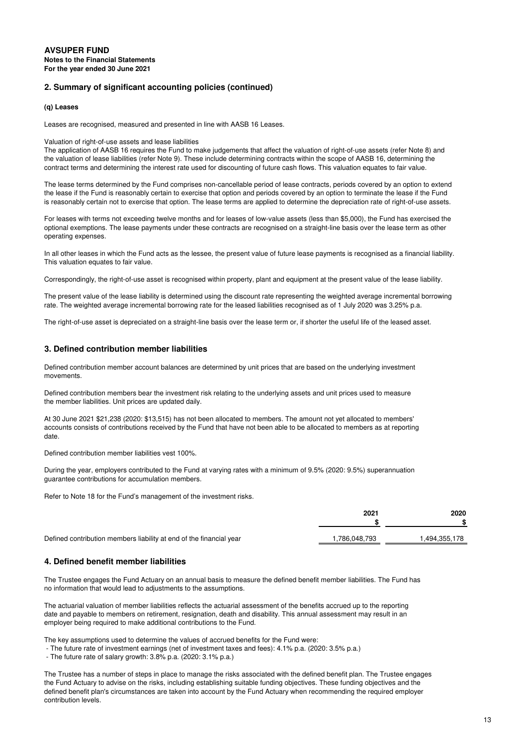**AVSUPER FUND**
**Notes to the Financial Statements**
**For the year ended 30 June 2021**

## 2. Summary of significant accounting policies (continued)

### (q) Leases

Leases are recognised, measured and presented in line with AASB 16 Leases.

Valuation of right-of-use assets and lease liabilities
The application of AASB 16 requires the Fund to make judgements that affect the valuation of right-of-use assets (refer Note 8) and the valuation of lease liabilities (refer Note 9). These include determining contracts within the scope of AASB 16, determining the contract terms and determining the interest rate used for discounting of future cash flows. This valuation equates to fair value.

The lease terms determined by the Fund comprises non-cancellable period of lease contracts, periods covered by an option to extend the lease if the Fund is reasonably certain to exercise that option and periods covered by an option to terminate the lease if the Fund is reasonably certain not to exercise that option. The lease terms are applied to determine the depreciation rate of right-of-use assets.

For leases with terms not exceeding twelve months and for leases of low-value assets (less than $5,000), the Fund has exercised the optional exemptions. The lease payments under these contracts are recognised on a straight-line basis over the lease term as other operating expenses.

In all other leases in which the Fund acts as the lessee, the present value of future lease payments is recognised as a financial liability. This valuation equates to fair value.

Correspondingly, the right-of-use asset is recognised within property, plant and equipment at the present value of the lease liability.

The present value of the lease liability is determined using the discount rate representing the weighted average incremental borrowing rate. The weighted average incremental borrowing rate for the leased liabilities recognised as of 1 July 2020 was 3.25% p.a.

The right-of-use asset is depreciated on a straight-line basis over the lease term or, if shorter the useful life of the leased asset.

## 3. Defined contribution member liabilities

Defined contribution member account balances are determined by unit prices that are based on the underlying investment movements.

Defined contribution members bear the investment risk relating to the underlying assets and unit prices used to measure the member liabilities. Unit prices are updated daily.

At 30 June 2021 $21,238 (2020: $13,515) has not been allocated to members. The amount not yet allocated to members' accounts consists of contributions received by the Fund that have not been able to be allocated to members as at reporting date.

Defined contribution member liabilities vest 100%.

During the year, employers contributed to the Fund at varying rates with a minimum of 9.5% (2020: 9.5%) superannuation guarantee contributions for accumulation members.

Refer to Note 18 for the Fund's management of the investment risks.

| | 2021<br>$ | 2020<br>$ |
|---|---|---|
| Defined contribution members liability at end of the financial year | 1,786,048,793 | 1,494,355,178 |

## 4. Defined benefit member liabilities

The Trustee engages the Fund Actuary on an annual basis to measure the defined benefit member liabilities. The Fund has no information that would lead to adjustments to the assumptions.

The actuarial valuation of member liabilities reflects the actuarial assessment of the benefits accrued up to the reporting date and payable to members on retirement, resignation, death and disability. This annual assessment may result in an employer being required to make additional contributions to the Fund.

The key assumptions used to determine the values of accrued benefits for the Fund were:
- The future rate of investment earnings (net of investment taxes and fees): 4.1% p.a. (2020: 3.5% p.a.)
- The future rate of salary growth: 3.8% p.a. (2020: 3.1% p.a.)

The Trustee has a number of steps in place to manage the risks associated with the defined benefit plan. The Trustee engages the Fund Actuary to advise on the risks, including establishing suitable funding objectives. These funding objectives and the defined benefit plan's circumstances are taken into account by the Fund Actuary when recommending the required employer contribution levels.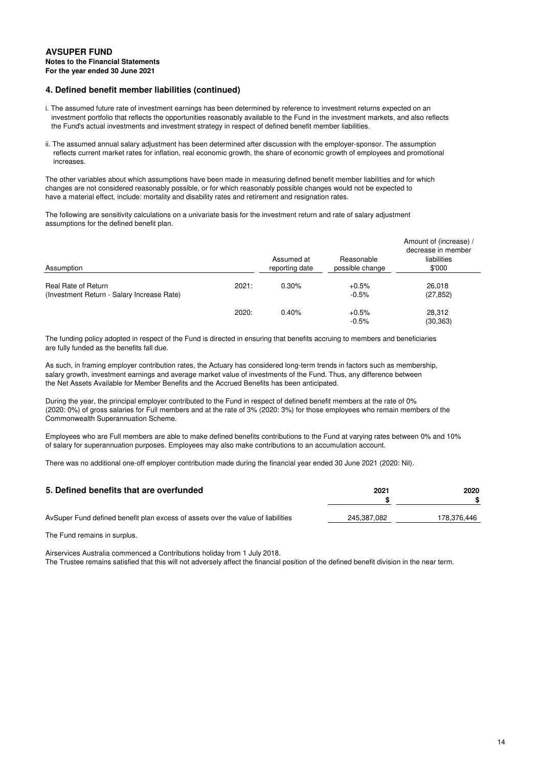**AVSUPER FUND**
**Notes to the Financial Statements**
**For the year ended 30 June 2021**

## 4. Defined benefit member liabilities (continued)

i. The assumed future rate of investment earnings has been determined by reference to investment returns expected on an investment portfolio that reflects the opportunities reasonably available to the Fund in the investment markets, and also reflects the Fund's actual investments and investment strategy in respect of defined benefit member liabilities.

ii. The assumed annual salary adjustment has been determined after discussion with the employer-sponsor. The assumption reflects current market rates for inflation, real economic growth, the share of economic growth of employees and promotional increases.

The other variables about which assumptions have been made in measuring defined benefit member liabilities and for which changes are not considered reasonably possible, or for which reasonably possible changes would not be expected to have a material effect, include: mortality and disability rates and retirement and resignation rates.

The following are sensitivity calculations on a univariate basis for the investment return and rate of salary adjustment assumptions for the defined benefit plan.

| Assumption | | Assumed at reporting date | Reasonable possible change | Amount of (increase) / decrease in member liabilities $'000 |
|---|---|---|---|---|
| Real Rate of Return (Investment Return - Salary Increase Rate) | 2021: | 0.30% | +0.5% | 26,018 |
| | | | -0.5% | (27,852) |
| | 2020: | 0.40% | +0.5% | 28,312 |
| | | | -0.5% | (30,363) |

The funding policy adopted in respect of the Fund is directed in ensuring that benefits accruing to members and beneficiaries are fully funded as the benefits fall due.

As such, in framing employer contribution rates, the Actuary has considered long-term trends in factors such as membership, salary growth, investment earnings and average market value of investments of the Fund. Thus, any difference between the Net Assets Available for Member Benefits and the Accrued Benefits has been anticipated.

During the year, the principal employer contributed to the Fund in respect of defined benefit members at the rate of 0% (2020: 0%) of gross salaries for Full members and at the rate of 3% (2020: 3%) for those employees who remain members of the Commonwealth Superannuation Scheme.

Employees who are Full members are able to make defined benefits contributions to the Fund at varying rates between 0% and 10% of salary for superannuation purposes. Employees may also make contributions to an accumulation account.

There was no additional one-off employer contribution made during the financial year ended 30 June 2021 (2020: Nil).

## 5. Defined benefits that are overfunded

| | 2021 $ | 2020 $ |
|---|---|---|
| AvSuper Fund defined benefit plan excess of assets over the value of liabilities | 245,387,082 | 178,376,446 |

The Fund remains in surplus.

Airservices Australia commenced a Contributions holiday from 1 July 2018.
The Trustee remains satisfied that this will not adversely affect the financial position of the defined benefit division in the near term.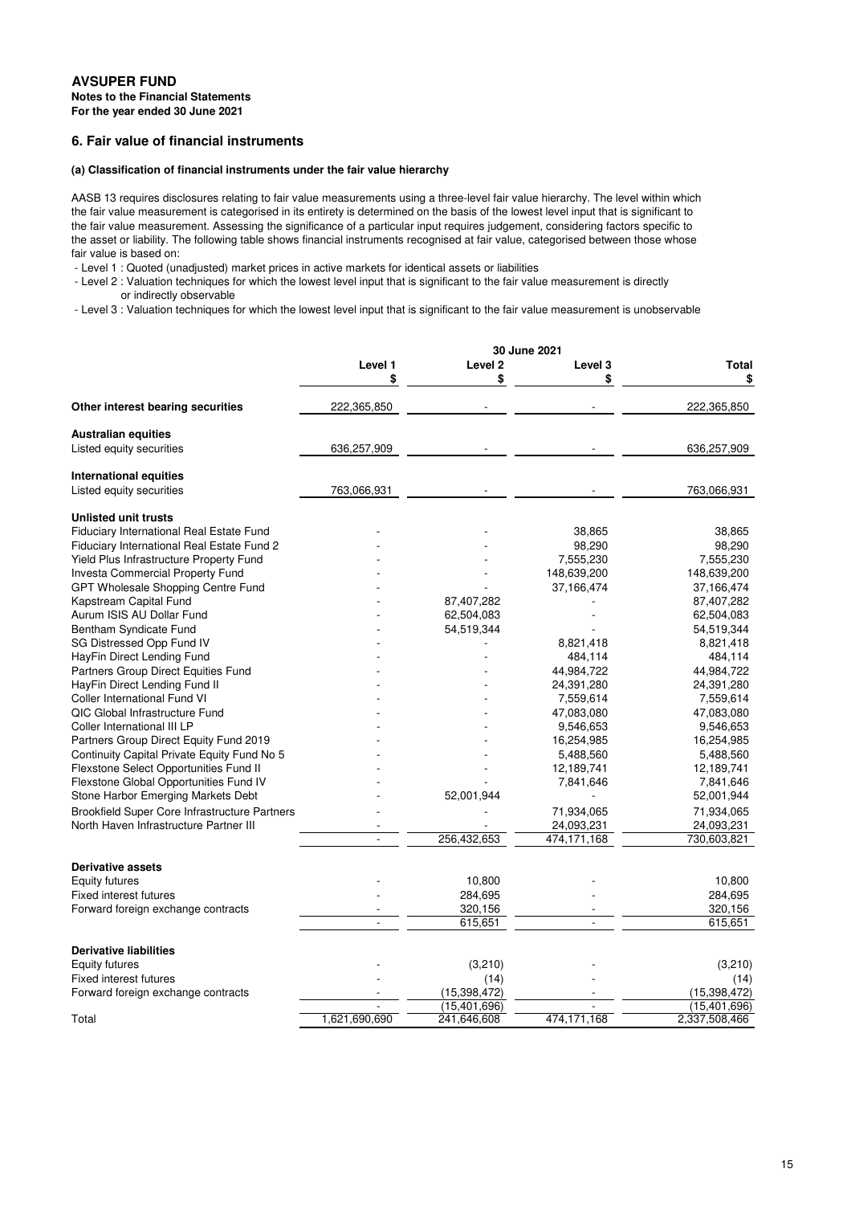**AVSUPER FUND**
**Notes to the Financial Statements**
**For the year ended 30 June 2021**

## 6. Fair value of financial instruments

### (a) Classification of financial instruments under the fair value hierarchy

AASB 13 requires disclosures relating to fair value measurements using a three-level fair value hierarchy. The level within which the fair value measurement is categorised in its entirety is determined on the basis of the lowest level input that is significant to the fair value measurement. Assessing the significance of a particular input requires judgement, considering factors specific to the asset or liability. The following table shows financial instruments recognised at fair value, categorised between those whose fair value is based on:

- Level 1 : Quoted (unadjusted) market prices in active markets for identical assets or liabilities
- Level 2 : Valuation techniques for which the lowest level input that is significant to the fair value measurement is directly or indirectly observable
- Level 3 : Valuation techniques for which the lowest level input that is significant to the fair value measurement is unobservable

| | 30 June 2021 | | | |
|---|---|---|---|---|
| | Level 1<br>$ | Level 2<br>$ | Level 3<br>$ | Total<br>$ |
| **Other interest bearing securities** | 222,365,850 | - | - | 222,365,850 |
| **Australian equities** | | | | |
| Listed equity securities | 636,257,909 | - | - | 636,257,909 |
| **International equities** | | | | |
| Listed equity securities | 763,066,931 | - | - | 763,066,931 |
| **Unlisted unit trusts** | | | | |
| Fiduciary International Real Estate Fund | - | - | 38,865 | 38,865 |
| Fiduciary International Real Estate Fund 2 | - | - | 98,290 | 98,290 |
| Yield Plus Infrastructure Property Fund | - | - | 7,555,230 | 7,555,230 |
| Investa Commercial Property Fund | - | - | 148,639,200 | 148,639,200 |
| GPT Wholesale Shopping Centre Fund | - | - | 37,166,474 | 37,166,474 |
| Kapstream Capital Fund | - | 87,407,282 | - | 87,407,282 |
| Aurum ISIS AU Dollar Fund | - | 62,504,083 | - | 62,504,083 |
| Bentham Syndicate Fund | - | 54,519,344 | - | 54,519,344 |
| SG Distressed Opp Fund IV | - | - | 8,821,418 | 8,821,418 |
| HayFin Direct Lending Fund | - | - | 484,114 | 484,114 |
| Partners Group Direct Equities Fund | - | - | 44,984,722 | 44,984,722 |
| HayFin Direct Lending Fund II | - | - | 24,391,280 | 24,391,280 |
| Coller International Fund VI | - | - | 7,559,614 | 7,559,614 |
| QIC Global Infrastructure Fund | - | - | 47,083,080 | 47,083,080 |
| Coller International III LP | - | - | 9,546,653 | 9,546,653 |
| Partners Group Direct Equity Fund 2019 | - | - | 16,254,985 | 16,254,985 |
| Continuity Capital Private Equity Fund No 5 | - | - | 5,488,560 | 5,488,560 |
| Flexstone Select Opportunities Fund II | - | - | 12,189,741 | 12,189,741 |
| Flexstone Global Opportunities Fund IV | - | - | 7,841,646 | 7,841,646 |
| Stone Harbor Emerging Markets Debt | - | 52,001,944 | - | 52,001,944 |
| Brookfield Super Core Infrastructure Partners | - | - | 71,934,065 | 71,934,065 |
| North Haven Infrastructure Partner III | - | - | 24,093,231 | 24,093,231 |
| | - | 256,432,653 | 474,171,168 | 730,603,821 |
| **Derivative assets** | | | | |
| Equity futures | - | 10,800 | - | 10,800 |
| Fixed interest futures | - | 284,695 | - | 284,695 |
| Forward foreign exchange contracts | - | 320,156 | - | 320,156 |
| | - | 615,651 | - | 615,651 |
| **Derivative liabilities** | | | | |
| Equity futures | - | (3,210) | - | (3,210) |
| Fixed interest futures | - | (14) | - | (14) |
| Forward foreign exchange contracts | - | (15,398,472) | - | (15,398,472) |
| | - | (15,401,696) | - | (15,401,696) |
| Total | 1,621,690,690 | 241,646,608 | 474,171,168 | 2,337,508,466 |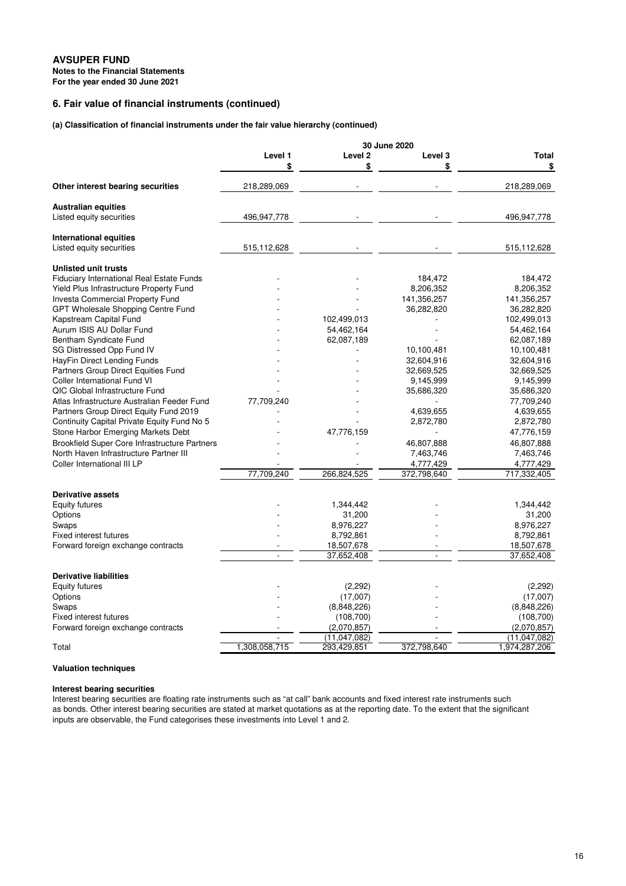**AVSUPER FUND**
**Notes to the Financial Statements**
**For the year ended 30 June 2021**

## 6. Fair value of financial instruments (continued)

### (a) Classification of financial instruments under the fair value hierarchy (continued)

| | 30 June 2020 | | | |
|---|---|---|---|---|
| | Level 1 $ | Level 2 $ | Level 3 $ | Total $ |
| **Other interest bearing securities** | 218,289,069 | - | - | 218,289,069 |
| **Australian equities** | | | | |
| Listed equity securities | 496,947,778 | - | - | 496,947,778 |
| **International equities** | | | | |
| Listed equity securities | 515,112,628 | - | - | 515,112,628 |
| **Unlisted unit trusts** | | | | |
| Fiduciary International Real Estate Funds | - | - | 184,472 | 184,472 |
| Yield Plus Infrastructure Property Fund | - | - | 8,206,352 | 8,206,352 |
| Investa Commercial Property Fund | - | - | 141,356,257 | 141,356,257 |
| GPT Wholesale Shopping Centre Fund | - | - | 36,282,820 | 36,282,820 |
| Kapstream Capital Fund | - | 102,499,013 | - | 102,499,013 |
| Aurum ISIS AU Dollar Fund | - | 54,462,164 | - | 54,462,164 |
| Bentham Syndicate Fund | - | 62,087,189 | - | 62,087,189 |
| SG Distressed Opp Fund IV | - | - | 10,100,481 | 10,100,481 |
| HayFin Direct Lending Funds | - | - | 32,604,916 | 32,604,916 |
| Partners Group Direct Equities Fund | - | - | 32,669,525 | 32,669,525 |
| Coller International Fund VI | - | - | 9,145,999 | 9,145,999 |
| QIC Global Infrastructure Fund | - | - | 35,686,320 | 35,686,320 |
| Atlas Infrastructure Australian Feeder Fund | 77,709,240 | - | - | 77,709,240 |
| Partners Group Direct Equity Fund 2019 | - | - | 4,639,655 | 4,639,655 |
| Continuity Capital Private Equity Fund No 5 | - | - | 2,872,780 | 2,872,780 |
| Stone Harbor Emerging Markets Debt | - | 47,776,159 | - | 47,776,159 |
| Brookfield Super Core Infrastructure Partners | - | - | 46,807,888 | 46,807,888 |
| North Haven Infrastructure Partner III | - | - | 7,463,746 | 7,463,746 |
| Coller International III LP | - | - | 4,777,429 | 4,777,429 |
| | 77,709,240 | 266,824,525 | 372,798,640 | 717,332,405 |
| **Derivative assets** | | | | |
| Equity futures | - | 1,344,442 | - | 1,344,442 |
| Options | - | 31,200 | - | 31,200 |
| Swaps | - | 8,976,227 | - | 8,976,227 |
| Fixed interest futures | - | 8,792,861 | - | 8,792,861 |
| Forward foreign exchange contracts | - | 18,507,678 | - | 18,507,678 |
| | - | 37,652,408 | - | 37,652,408 |
| **Derivative liabilities** | | | | |
| Equity futures | - | (2,292) | - | (2,292) |
| Options | - | (17,007) | - | (17,007) |
| Swaps | - | (8,848,226) | - | (8,848,226) |
| Fixed interest futures | - | (108,700) | - | (108,700) |
| Forward foreign exchange contracts | - | (2,070,857) | - | (2,070,857) |
| | - | (11,047,082) | - | (11,047,082) |
| Total | 1,308,058,715 | 293,429,851 | 372,798,640 | 1,974,287,206 |

**Valuation techniques**

**Interest bearing securities**

Interest bearing securities are floating rate instruments such as "at call" bank accounts and fixed interest rate instruments such as bonds. Other interest bearing securities are stated at market quotations as at the reporting date. To the extent that the significant inputs are observable, the Fund categorises these investments into Level 1 and 2.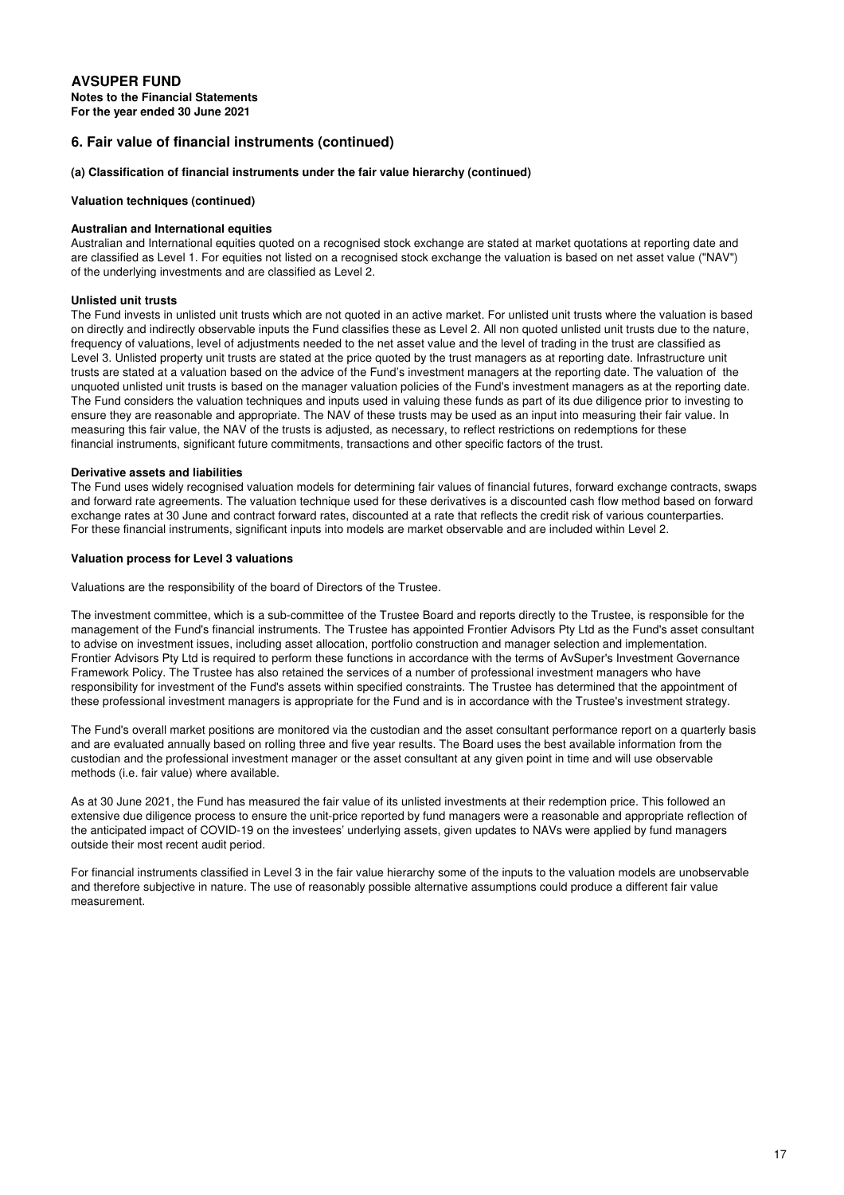# AVSUPER FUND

**Notes to the Financial Statements**
**For the year ended 30 June 2021**

## 6. Fair value of financial instruments (continued)

### (a) Classification of financial instruments under the fair value hierarchy (continued)

**Valuation techniques (continued)**

**Australian and International equities**

Australian and International equities quoted on a recognised stock exchange are stated at market quotations at reporting date and are classified as Level 1. For equities not listed on a recognised stock exchange the valuation is based on net asset value ("NAV") of the underlying investments and are classified as Level 2.

**Unlisted unit trusts**

The Fund invests in unlisted unit trusts which are not quoted in an active market. For unlisted unit trusts where the valuation is based on directly and indirectly observable inputs the Fund classifies these as Level 2. All non quoted unlisted unit trusts due to the nature, frequency of valuations, level of adjustments needed to the net asset value and the level of trading in the trust are classified as Level 3. Unlisted property unit trusts are stated at the price quoted by the trust managers as at reporting date. Infrastructure unit trusts are stated at a valuation based on the advice of the Fund's investment managers at the reporting date. The valuation of the unquoted unlisted unit trusts is based on the manager valuation policies of the Fund's investment managers as at the reporting date. The Fund considers the valuation techniques and inputs used in valuing these funds as part of its due diligence prior to investing to ensure they are reasonable and appropriate. The NAV of these trusts may be used as an input into measuring their fair value. In measuring this fair value, the NAV of the trusts is adjusted, as necessary, to reflect restrictions on redemptions for these financial instruments, significant future commitments, transactions and other specific factors of the trust.

**Derivative assets and liabilities**

The Fund uses widely recognised valuation models for determining fair values of financial futures, forward exchange contracts, swaps and forward rate agreements. The valuation technique used for these derivatives is a discounted cash flow method based on forward exchange rates at 30 June and contract forward rates, discounted at a rate that reflects the credit risk of various counterparties. For these financial instruments, significant inputs into models are market observable and are included within Level 2.

**Valuation process for Level 3 valuations**

Valuations are the responsibility of the board of Directors of the Trustee.

The investment committee, which is a sub-committee of the Trustee Board and reports directly to the Trustee, is responsible for the management of the Fund's financial instruments. The Trustee has appointed Frontier Advisors Pty Ltd as the Fund's asset consultant to advise on investment issues, including asset allocation, portfolio construction and manager selection and implementation. Frontier Advisors Pty Ltd is required to perform these functions in accordance with the terms of AvSuper's Investment Governance Framework Policy. The Trustee has also retained the services of a number of professional investment managers who have responsibility for investment of the Fund's assets within specified constraints. The Trustee has determined that the appointment of these professional investment managers is appropriate for the Fund and is in accordance with the Trustee's investment strategy.

The Fund's overall market positions are monitored via the custodian and the asset consultant performance report on a quarterly basis and are evaluated annually based on rolling three and five year results. The Board uses the best available information from the custodian and the professional investment manager or the asset consultant at any given point in time and will use observable methods (i.e. fair value) where available.

As at 30 June 2021, the Fund has measured the fair value of its unlisted investments at their redemption price. This followed an extensive due diligence process to ensure the unit-price reported by fund managers were a reasonable and appropriate reflection of the anticipated impact of COVID-19 on the investees' underlying assets, given updates to NAVs were applied by fund managers outside their most recent audit period.

For financial instruments classified in Level 3 in the fair value hierarchy some of the inputs to the valuation models are unobservable and therefore subjective in nature. The use of reasonably possible alternative assumptions could produce a different fair value measurement.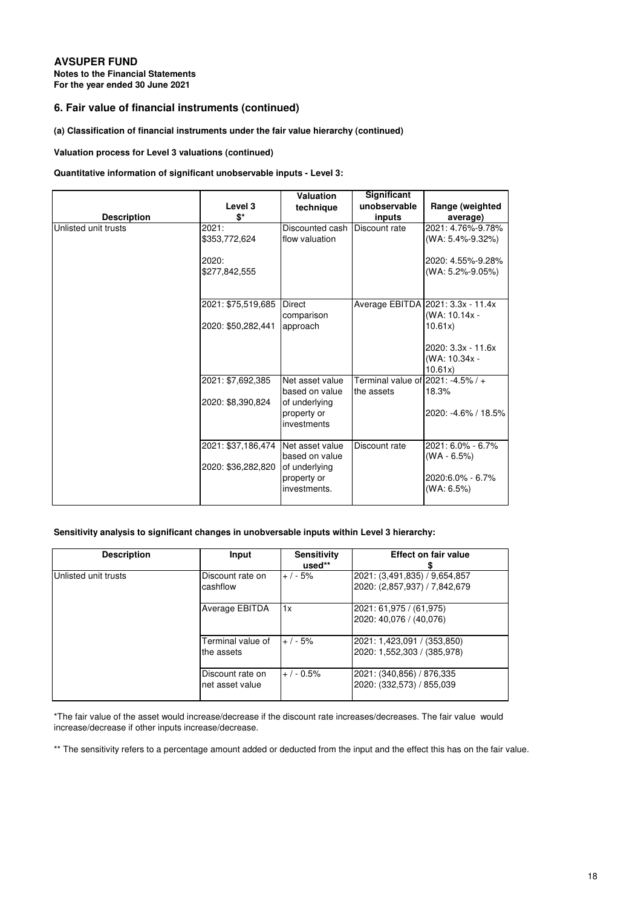**AVSUPER FUND**
**Notes to the Financial Statements**
**For the year ended 30 June 2021**

## 6. Fair value of financial instruments (continued)

**(a) Classification of financial instruments under the fair value hierarchy (continued)**

**Valuation process for Level 3 valuations (continued)**

**Quantitative information of significant unobservable inputs - Level 3:**

| Description | Level 3 $* | Valuation technique | Significant unobservable inputs | Range (weighted average) |
|---|---|---|---|---|
| Unlisted unit trusts | 2021: $353,772,624<br><br>2020: $277,842,555 | Discounted cash flow valuation | Discount rate | 2021: 4.76%-9.78% (WA: 5.4%-9.32%)<br><br>2020: 4.55%-9.28% (WA: 5.2%-9.05%) |
| | 2021: $75,519,685<br><br>2020: $50,282,441 | Direct comparison approach | Average EBITDA | 2021: 3.3x - 11.4x (WA: 10.14x - 10.61x)<br><br>2020: 3.3x - 11.6x (WA: 10.34x - 10.61x) |
| | 2021: $7,692,385<br><br>2020: $8,390,824 | Net asset value based on value of underlying property or investments | Terminal value of the assets | 2021: -4.5% / + 18.3%<br><br>2020: -4.6% / 18.5% |
| | 2021: $37,186,474<br><br>2020: $36,282,820 | Net asset value based on value of underlying property or investments. | Discount rate | 2021: 6.0% - 6.7% (WA - 6.5%)<br><br>2020:6.0% - 6.7% (WA: 6.5%) |

**Sensitivity analysis to significant changes in unobversable inputs within Level 3 hierarchy:**

| Description | Input | Sensitivity used** | Effect on fair value $ |
|---|---|---|---|
| Unlisted unit trusts | Discount rate on cashflow | + / - 5% | 2021: (3,491,835) / 9,654,857<br>2020: (2,857,937) / 7,842,679 |
| | Average EBITDA | 1x | 2021: 61,975 / (61,975)<br>2020: 40,076 / (40,076) |
| | Terminal value of the assets | + / - 5% | 2021: 1,423,091 / (353,850)<br>2020: 1,552,303 / (385,978) |
| | Discount rate on net asset value | + / - 0.5% | 2021: (340,856) / 876,335<br>2020: (332,573) / 855,039 |

*The fair value of the asset would increase/decrease if the discount rate increases/decreases. The fair value would increase/decrease if other inputs increase/decrease.

** The sensitivity refers to a percentage amount added or deducted from the input and the effect this has on the fair value.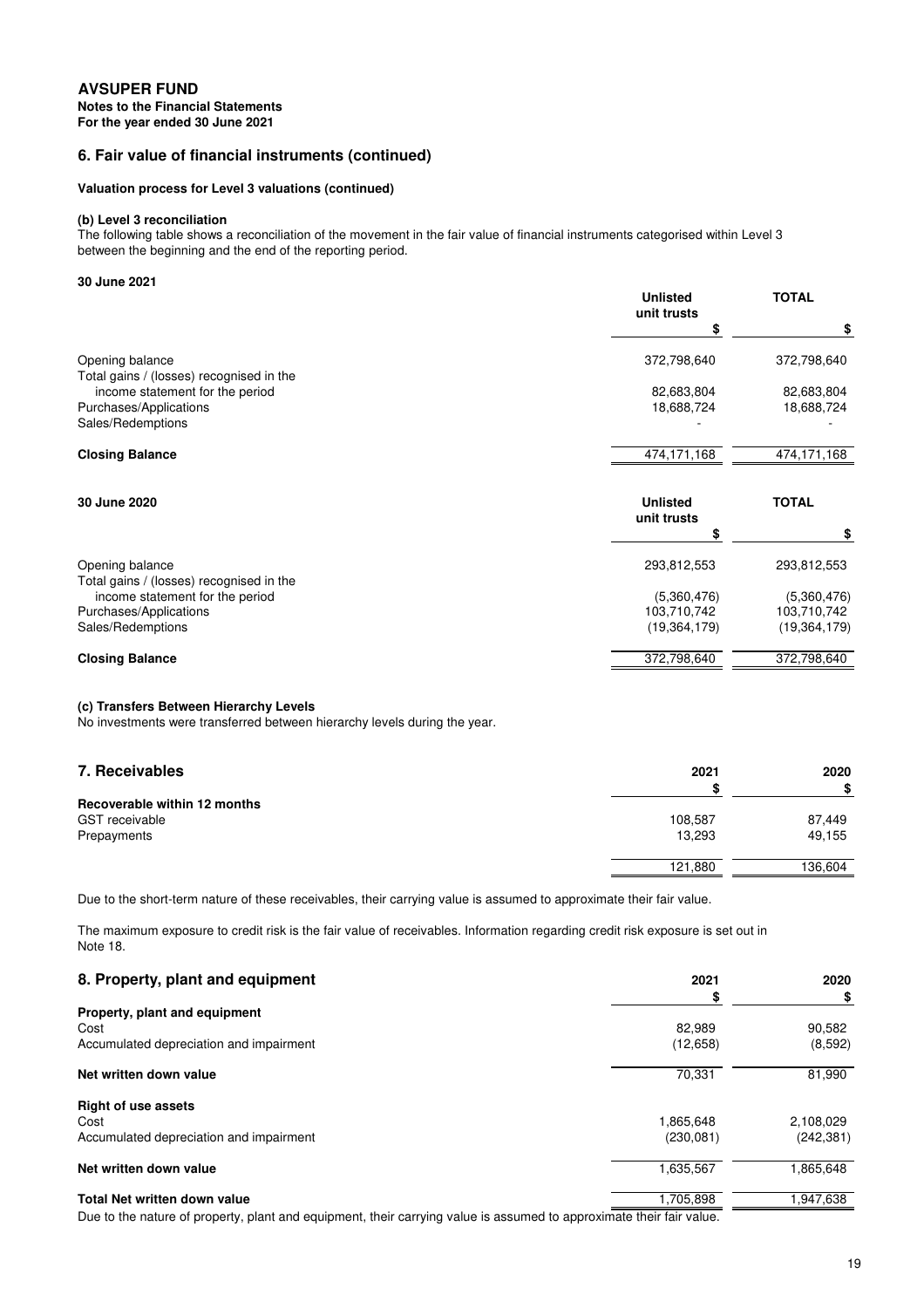**AVSUPER FUND**
**Notes to the Financial Statements**
**For the year ended 30 June 2021**

## 6. Fair value of financial instruments (continued)

### Valuation process for Level 3 valuations (continued)

#### (b) Level 3 reconciliation

The following table shows a reconciliation of the movement in the fair value of financial instruments categorised within Level 3 between the beginning and the end of the reporting period.

**30 June 2021**

| | Unlisted unit trusts | TOTAL |
|---|---|---|
| | $ | $ |
| Opening balance | 372,798,640 | 372,798,640 |
| Total gains / (losses) recognised in the income statement for the period | 82,683,804 | 82,683,804 |
| Purchases/Applications | 18,688,724 | 18,688,724 |
| Sales/Redemptions | - | - |
| **Closing Balance** | 474,171,168 | 474,171,168 |

**30 June 2020**

| | Unlisted unit trusts | TOTAL |
|---|---|---|
| | $ | $ |
| Opening balance | 293,812,553 | 293,812,553 |
| Total gains / (losses) recognised in the income statement for the period | (5,360,476) | (5,360,476) |
| Purchases/Applications | 103,710,742 | 103,710,742 |
| Sales/Redemptions | (19,364,179) | (19,364,179) |
| **Closing Balance** | 372,798,640 | 372,798,640 |

#### (c) Transfers Between Hierarchy Levels

No investments were transferred between hierarchy levels during the year.

## 7. Receivables

| | 2021 | 2020 |
|---|---|---|
| | $ | $ |
| **Recoverable within 12 months** | | |
| GST receivable | 108,587 | 87,449 |
| Prepayments | 13,293 | 49,155 |
| | 121,880 | 136,604 |

Due to the short-term nature of these receivables, their carrying value is assumed to approximate their fair value.

The maximum exposure to credit risk is the fair value of receivables. Information regarding credit risk exposure is set out in Note 18.

## 8. Property, plant and equipment

| | 2021 | 2020 |
|---|---|---|
| | $ | $ |
| **Property, plant and equipment** | | |
| Cost | 82,989 | 90,582 |
| Accumulated depreciation and impairment | (12,658) | (8,592) |
| **Net written down value** | 70,331 | 81,990 |
| **Right of use assets** | | |
| Cost | 1,865,648 | 2,108,029 |
| Accumulated depreciation and impairment | (230,081) | (242,381) |
| **Net written down value** | 1,635,567 | 1,865,648 |
| **Total Net written down value** | 1,705,898 | 1,947,638 |

Due to the nature of property, plant and equipment, their carrying value is assumed to approximate their fair value.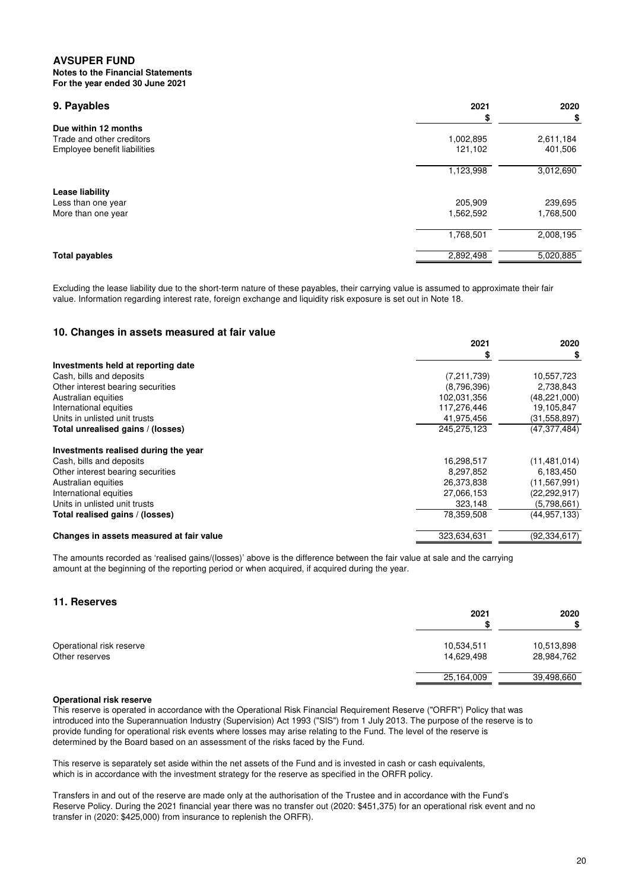**AVSUPER FUND**
**Notes to the Financial Statements**
**For the year ended 30 June 2021**

## 9. Payables

| | 2021 $ | 2020 $ |
|---|---|---|
| **Due within 12 months** | | |
| Trade and other creditors | 1,002,895 | 2,611,184 |
| Employee benefit liabilities | 121,102 | 401,506 |
| | 1,123,998 | 3,012,690 |
| **Lease liability** | | |
| Less than one year | 205,909 | 239,695 |
| More than one year | 1,562,592 | 1,768,500 |
| | 1,768,501 | 2,008,195 |
| **Total payables** | 2,892,498 | 5,020,885 |

Excluding the lease liability due to the short-term nature of these payables, their carrying value is assumed to approximate their fair value. Information regarding interest rate, foreign exchange and liquidity risk exposure is set out in Note 18.

## 10. Changes in assets measured at fair value

| | 2021 $ | 2020 $ |
|---|---|---|
| **Investments held at reporting date** | | |
| Cash, bills and deposits | (7,211,739) | 10,557,723 |
| Other interest bearing securities | (8,796,396) | 2,738,843 |
| Australian equities | 102,031,356 | (48,221,000) |
| International equities | 117,276,446 | 19,105,847 |
| Units in unlisted unit trusts | 41,975,456 | (31,558,897) |
| **Total unrealised gains / (losses)** | 245,275,123 | (47,377,484) |
| **Investments realised during the year** | | |
| Cash, bills and deposits | 16,298,517 | (11,481,014) |
| Other interest bearing securities | 8,297,852 | 6,183,450 |
| Australian equities | 26,373,838 | (11,567,991) |
| International equities | 27,066,153 | (22,292,917) |
| Units in unlisted unit trusts | 323,148 | (5,798,661) |
| **Total realised gains / (losses)** | 78,359,508 | (44,957,133) |
| **Changes in assets measured at fair value** | 323,634,631 | (92,334,617) |

The amounts recorded as 'realised gains/(losses)' above is the difference between the fair value at sale and the carrying amount at the beginning of the reporting period or when acquired, if acquired during the year.

## 11. Reserves

| | 2021 $ | 2020 $ |
|---|---|---|
| Operational risk reserve | 10,534,511 | 10,513,898 |
| Other reserves | 14,629,498 | 28,984,762 |
| | 25,164,009 | 39,498,660 |

**Operational risk reserve**

This reserve is operated in accordance with the Operational Risk Financial Requirement Reserve ("ORFR") Policy that was introduced into the Superannuation Industry (Supervision) Act 1993 ("SIS") from 1 July 2013. The purpose of the reserve is to provide funding for operational risk events where losses may arise relating to the Fund. The level of the reserve is determined by the Board based on an assessment of the risks faced by the Fund.

This reserve is separately set aside within the net assets of the Fund and is invested in cash or cash equivalents, which is in accordance with the investment strategy for the reserve as specified in the ORFR policy.

Transfers in and out of the reserve are made only at the authorisation of the Trustee and in accordance with the Fund's Reserve Policy. During the 2021 financial year there was no transfer out (2020: $451,375) for an operational risk event and no transfer in (2020: $425,000) from insurance to replenish the ORFR).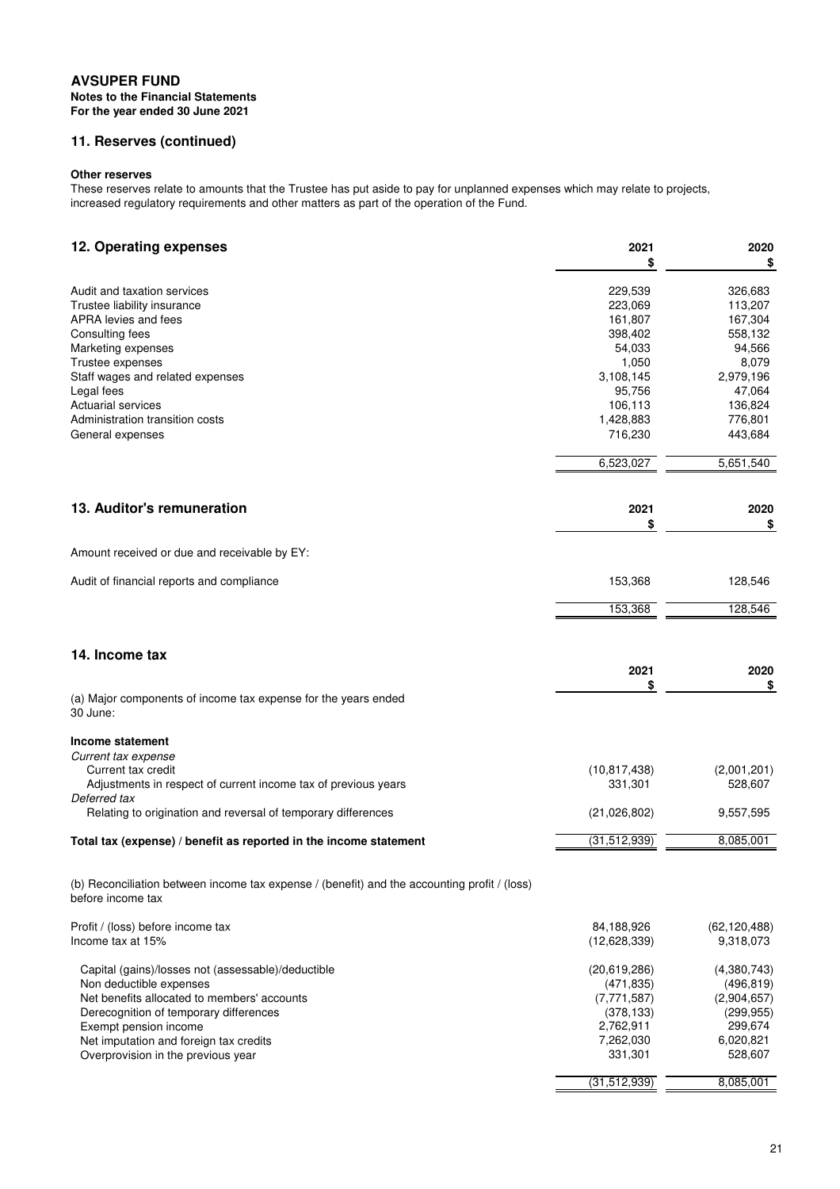**AVSUPER FUND**
**Notes to the Financial Statements**
**For the year ended 30 June 2021**

## 11. Reserves (continued)

**Other reserves**

These reserves relate to amounts that the Trustee has put aside to pay for unplanned expenses which may relate to projects, increased regulatory requirements and other matters as part of the operation of the Fund.

## 12. Operating expenses

| | 2021 $ | 2020 $ |
|---|---|---|
| Audit and taxation services | 229,539 | 326,683 |
| Trustee liability insurance | 223,069 | 113,207 |
| APRA levies and fees | 161,807 | 167,304 |
| Consulting fees | 398,402 | 558,132 |
| Marketing expenses | 54,033 | 94,566 |
| Trustee expenses | 1,050 | 8,079 |
| Staff wages and related expenses | 3,108,145 | 2,979,196 |
| Legal fees | 95,756 | 47,064 |
| Actuarial services | 106,113 | 136,824 |
| Administration transition costs | 1,428,883 | 776,801 |
| General expenses | 716,230 | 443,684 |
| | 6,523,027 | 5,651,540 |

## 13. Auditor's remuneration

| | 2021 $ | 2020 $ |
|---|---|---|
| Amount received or due and receivable by EY: | | |
| Audit of financial reports and compliance | 153,368 | 128,546 |
| | 153,368 | 128,546 |

## 14. Income tax

| | 2021 $ | 2020 $ |
|---|---|---|
| (a) Major components of income tax expense for the years ended 30 June: | | |
| **Income statement** | | |
| *Current tax expense* | | |
| Current tax credit | (10,817,438) | (2,001,201) |
| Adjustments in respect of current income tax of previous years | 331,301 | 528,607 |
| *Deferred tax* | | |
| Relating to origination and reversal of temporary differences | (21,026,802) | 9,557,595 |
| **Total tax (expense) / benefit as reported in the income statement** | (31,512,939) | 8,085,001 |

(b) Reconciliation between income tax expense / (benefit) and the accounting profit / (loss) before income tax

| | 2021 $ | 2020 $ |
|---|---|---|
| Profit / (loss) before income tax | 84,188,926 | (62,120,488) |
| Income tax at 15% | (12,628,339) | 9,318,073 |
| Capital (gains)/losses not (assessable)/deductible | (20,619,286) | (4,380,743) |
| Non deductible expenses | (471,835) | (496,819) |
| Net benefits allocated to members' accounts | (7,771,587) | (2,904,657) |
| Derecognition of temporary differences | (378,133) | (299,955) |
| Exempt pension income | 2,762,911 | 299,674 |
| Net imputation and foreign tax credits | 7,262,030 | 6,020,821 |
| Overprovision in the previous year | 331,301 | 528,607 |
| | (31,512,939) | 8,085,001 |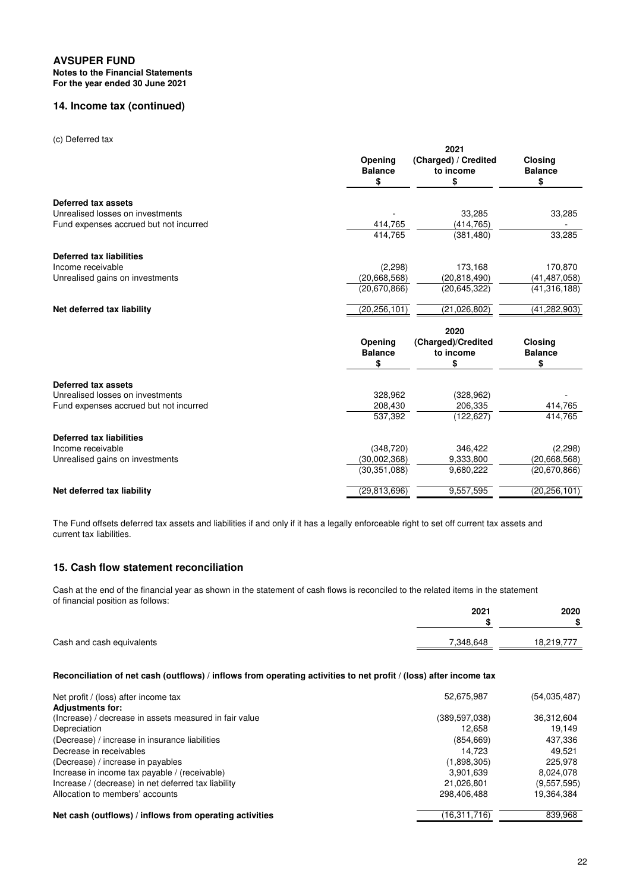## 14. Income tax (continued)

(c) Deferred tax

| | 2021 | | |
|---|---|---|---|
| | Opening Balance $ | (Charged) / Credited to income $ | Closing Balance $ |
| **Deferred tax assets** | | | |
| Unrealised losses on investments | - | 33,285 | 33,285 |
| Fund expenses accrued but not incurred | 414,765 | (414,765) | - |
| | 414,765 | (381,480) | 33,285 |
| **Deferred tax liabilities** | | | |
| Income receivable | (2,298) | 173,168 | 170,870 |
| Unrealised gains on investments | (20,668,568) | (20,818,490) | (41,487,058) |
| | (20,670,866) | (20,645,322) | (41,316,188) |
| **Net deferred tax liability** | (20,256,101) | (21,026,802) | (41,282,903) |

| | 2020 | | |
|---|---|---|---|
| | Opening Balance $ | (Charged)/Credited to income $ | Closing Balance $ |
| **Deferred tax assets** | | | |
| Unrealised losses on investments | 328,962 | (328,962) | - |
| Fund expenses accrued but not incurred | 208,430 | 206,335 | 414,765 |
| | 537,392 | (122,627) | 414,765 |
| **Deferred tax liabilities** | | | |
| Income receivable | (348,720) | 346,422 | (2,298) |
| Unrealised gains on investments | (30,002,368) | 9,333,800 | (20,668,568) |
| | (30,351,088) | 9,680,222 | (20,670,866) |
| **Net deferred tax liability** | (29,813,696) | 9,557,595 | (20,256,101) |

The Fund offsets deferred tax assets and liabilities if and only if it has a legally enforceable right to set off current tax assets and current tax liabilities.

## 15. Cash flow statement reconciliation

Cash at the end of the financial year as shown in the statement of cash flows is reconciled to the related items in the statement of financial position as follows:

| | 2021 $ | 2020 $ |
|---|---|---|
| Cash and cash equivalents | 7,348,648 | 18,219,777 |

**Reconciliation of net cash (outflows) / inflows from operating activities to net profit / (loss) after income tax**

| | 2021 | 2020 |
|---|---|---|
| Net profit / (loss) after income tax | 52,675,987 | (54,035,487) |
| **Adjustments for:** | | |
| (Increase) / decrease in assets measured in fair value | (389,597,038) | 36,312,604 |
| Depreciation | 12,658 | 19,149 |
| (Decrease) / increase in insurance liabilities | (854,669) | 437,336 |
| Decrease in receivables | 14,723 | 49,521 |
| (Decrease) / increase in payables | (1,898,305) | 225,978 |
| Increase in income tax payable / (receivable) | 3,901,639 | 8,024,078 |
| Increase / (decrease) in net deferred tax liability | 21,026,801 | (9,557,595) |
| Allocation to members' accounts | 298,406,488 | 19,364,384 |
| **Net cash (outflows) / inflows from operating activities** | (16,311,716) | 839,968 |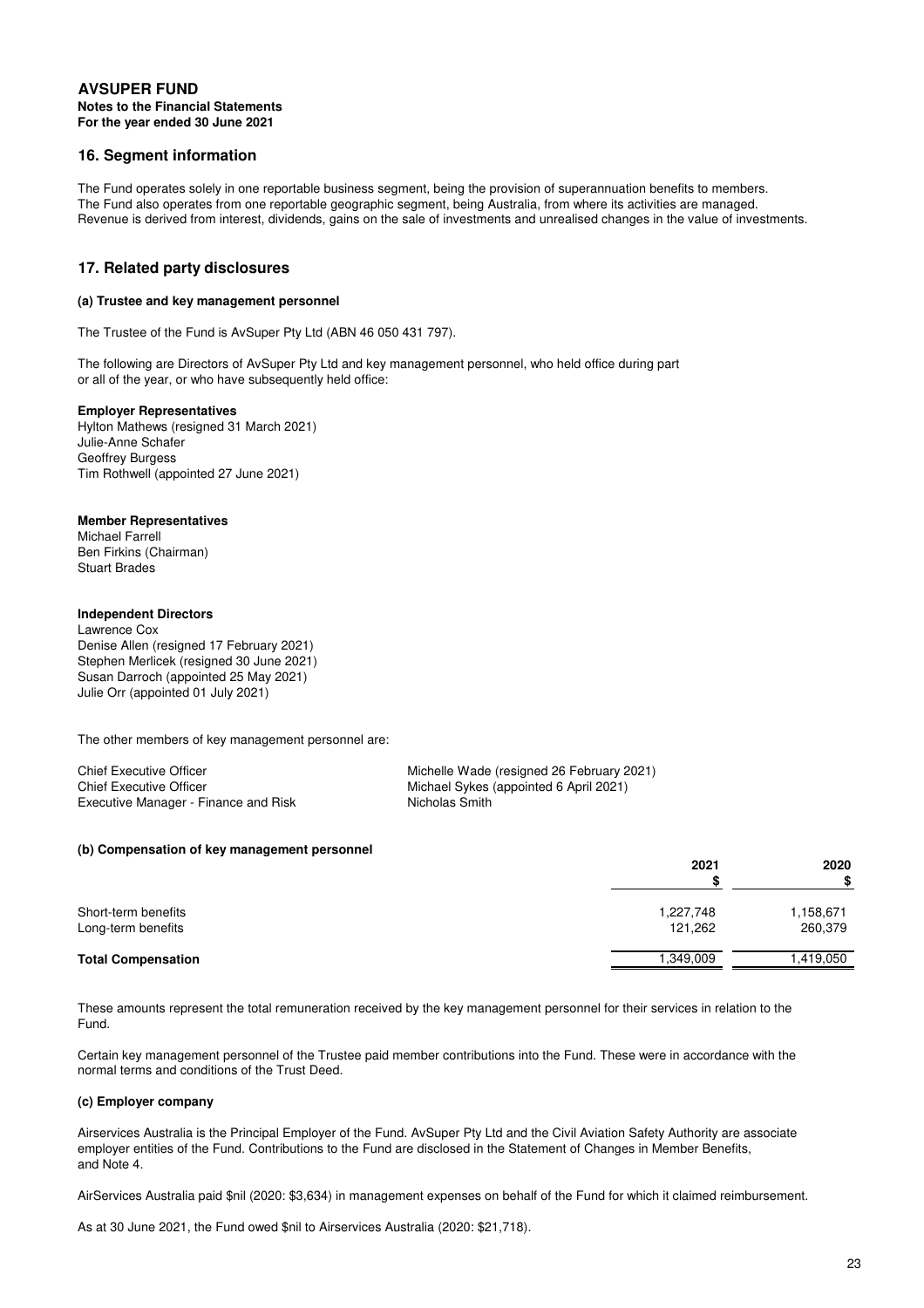**AVSUPER FUND**
**Notes to the Financial Statements**
**For the year ended 30 June 2021**

## 16. Segment information

The Fund operates solely in one reportable business segment, being the provision of superannuation benefits to members.
The Fund also operates from one reportable geographic segment, being Australia, from where its activities are managed.
Revenue is derived from interest, dividends, gains on the sale of investments and unrealised changes in the value of investments.

## 17. Related party disclosures

### (a) Trustee and key management personnel

The Trustee of the Fund is AvSuper Pty Ltd (ABN 46 050 431 797).

The following are Directors of AvSuper Pty Ltd and key management personnel, who held office during part or all of the year, or who have subsequently held office:

**Employer Representatives**
Hylton Mathews (resigned 31 March 2021)
Julie-Anne Schafer
Geoffrey Burgess
Tim Rothwell (appointed 27 June 2021)

**Member Representatives**
Michael Farrell
Ben Firkins (Chairman)
Stuart Brades

**Independent Directors**
Lawrence Cox
Denise Allen (resigned 17 February 2021)
Stephen Merlicek (resigned 30 June 2021)
Susan Darroch (appointed 25 May 2021)
Julie Orr (appointed 01 July 2021)

The other members of key management personnel are:

| | |
|---|---|
| Chief Executive Officer | Michelle Wade (resigned 26 February 2021) |
| Chief Executive Officer | Michael Sykes (appointed 6 April 2021) |
| Executive Manager - Finance and Risk | Nicholas Smith |

### (b) Compensation of key management personnel

| | 2021 $ | 2020 $ |
|---|---|---|
| Short-term benefits | 1,227,748 | 1,158,671 |
| Long-term benefits | 121,262 | 260,379 |
| **Total Compensation** | 1,349,009 | 1,419,050 |

These amounts represent the total remuneration received by the key management personnel for their services in relation to the Fund.

Certain key management personnel of the Trustee paid member contributions into the Fund. These were in accordance with the normal terms and conditions of the Trust Deed.

### (c) Employer company

Airservices Australia is the Principal Employer of the Fund. AvSuper Pty Ltd and the Civil Aviation Safety Authority are associate employer entities of the Fund. Contributions to the Fund are disclosed in the Statement of Changes in Member Benefits, and Note 4.

AirServices Australia paid $nil (2020: $3,634) in management expenses on behalf of the Fund for which it claimed reimbursement.

As at 30 June 2021, the Fund owed $nil to Airservices Australia (2020: $21,718).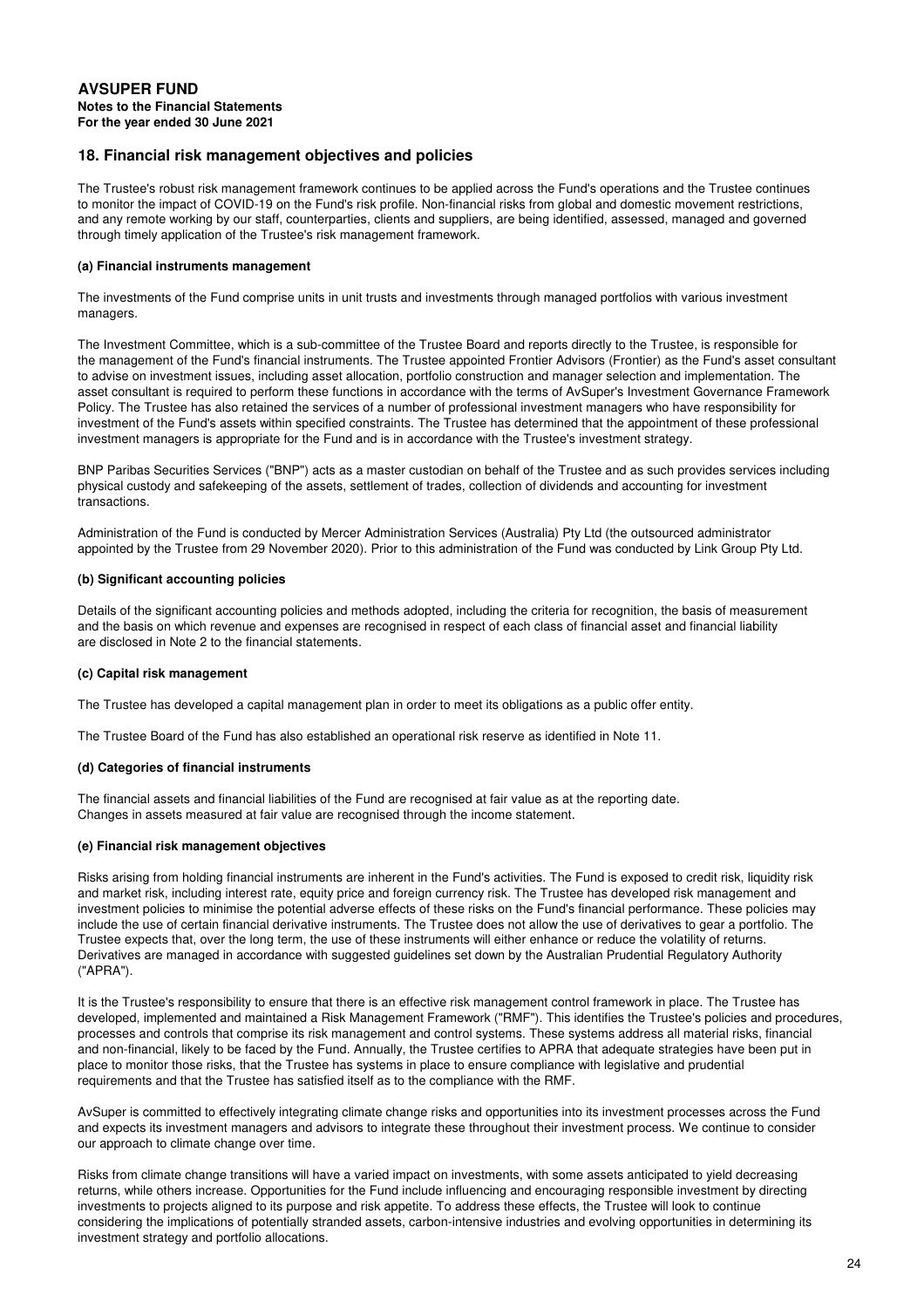## 18. Financial risk management objectives and policies

The Trustee's robust risk management framework continues to be applied across the Fund's operations and the Trustee continues to monitor the impact of COVID-19 on the Fund's risk profile. Non-financial risks from global and domestic movement restrictions, and any remote working by our staff, counterparties, clients and suppliers, are being identified, assessed, managed and governed through timely application of the Trustee's risk management framework.

**(a) Financial instruments management**

The investments of the Fund comprise units in unit trusts and investments through managed portfolios with various investment managers.

The Investment Committee, which is a sub-committee of the Trustee Board and reports directly to the Trustee, is responsible for the management of the Fund's financial instruments. The Trustee appointed Frontier Advisors (Frontier) as the Fund's asset consultant to advise on investment issues, including asset allocation, portfolio construction and manager selection and implementation. The asset consultant is required to perform these functions in accordance with the terms of AvSuper's Investment Governance Framework Policy. The Trustee has also retained the services of a number of professional investment managers who have responsibility for investment of the Fund's assets within specified constraints. The Trustee has determined that the appointment of these professional investment managers is appropriate for the Fund and is in accordance with the Trustee's investment strategy.

BNP Paribas Securities Services ("BNP") acts as a master custodian on behalf of the Trustee and as such provides services including physical custody and safekeeping of the assets, settlement of trades, collection of dividends and accounting for investment transactions.

Administration of the Fund is conducted by Mercer Administration Services (Australia) Pty Ltd (the outsourced administrator appointed by the Trustee from 29 November 2020). Prior to this administration of the Fund was conducted by Link Group Pty Ltd.

**(b) Significant accounting policies**

Details of the significant accounting policies and methods adopted, including the criteria for recognition, the basis of measurement and the basis on which revenue and expenses are recognised in respect of each class of financial asset and financial liability are disclosed in Note 2 to the financial statements.

**(c) Capital risk management**

The Trustee has developed a capital management plan in order to meet its obligations as a public offer entity.

The Trustee Board of the Fund has also established an operational risk reserve as identified in Note 11.

**(d) Categories of financial instruments**

The financial assets and financial liabilities of the Fund are recognised at fair value as at the reporting date.
Changes in assets measured at fair value are recognised through the income statement.

**(e) Financial risk management objectives**

Risks arising from holding financial instruments are inherent in the Fund's activities. The Fund is exposed to credit risk, liquidity risk and market risk, including interest rate, equity price and foreign currency risk. The Trustee has developed risk management and investment policies to minimise the potential adverse effects of these risks on the Fund's financial performance. These policies may include the use of certain financial derivative instruments. The Trustee does not allow the use of derivatives to gear a portfolio. The Trustee expects that, over the long term, the use of these instruments will either enhance or reduce the volatility of returns. Derivatives are managed in accordance with suggested guidelines set down by the Australian Prudential Regulatory Authority ("APRA").

It is the Trustee's responsibility to ensure that there is an effective risk management control framework in place. The Trustee has developed, implemented and maintained a Risk Management Framework ("RMF"). This identifies the Trustee's policies and procedures, processes and controls that comprise its risk management and control systems. These systems address all material risks, financial and non-financial, likely to be faced by the Fund. Annually, the Trustee certifies to APRA that adequate strategies have been put in place to monitor those risks, that the Trustee has systems in place to ensure compliance with legislative and prudential requirements and that the Trustee has satisfied itself as to the compliance with the RMF.

AvSuper is committed to effectively integrating climate change risks and opportunities into its investment processes across the Fund and expects its investment managers and advisors to integrate these throughout their investment process. We continue to consider our approach to climate change over time.

Risks from climate change transitions will have a varied impact on investments, with some assets anticipated to yield decreasing returns, while others increase. Opportunities for the Fund include influencing and encouraging responsible investment by directing investments to projects aligned to its purpose and risk appetite. To address these effects, the Trustee will look to continue considering the implications of potentially stranded assets, carbon-intensive industries and evolving opportunities in determining its investment strategy and portfolio allocations.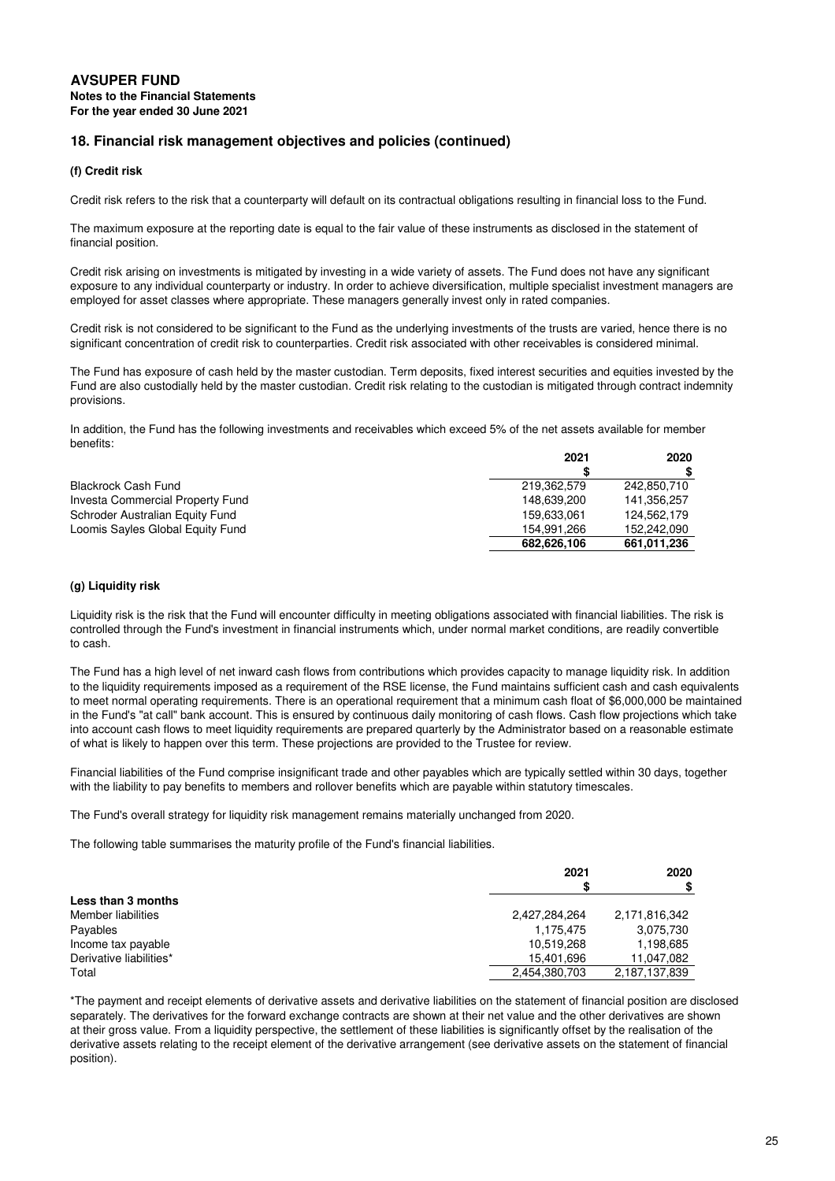# AVSUPER FUND

**Notes to the Financial Statements**
**For the year ended 30 June 2021**

## 18. Financial risk management objectives and policies (continued)

### (f) Credit risk

Credit risk refers to the risk that a counterparty will default on its contractual obligations resulting in financial loss to the Fund.

The maximum exposure at the reporting date is equal to the fair value of these instruments as disclosed in the statement of financial position.

Credit risk arising on investments is mitigated by investing in a wide variety of assets. The Fund does not have any significant exposure to any individual counterparty or industry. In order to achieve diversification, multiple specialist investment managers are employed for asset classes where appropriate. These managers generally invest only in rated companies.

Credit risk is not considered to be significant to the Fund as the underlying investments of the trusts are varied, hence there is no significant concentration of credit risk to counterparties. Credit risk associated with other receivables is considered minimal.

The Fund has exposure of cash held by the master custodian. Term deposits, fixed interest securities and equities invested by the Fund are also custodially held by the master custodian. Credit risk relating to the custodian is mitigated through contract indemnity provisions.

In addition, the Fund has the following investments and receivables which exceed 5% of the net assets available for member benefits:

| | 2021<br>$ | 2020<br>$ |
|---|---|---|
| Blackrock Cash Fund | 219,362,579 | 242,850,710 |
| Investa Commercial Property Fund | 148,639,200 | 141,356,257 |
| Schroder Australian Equity Fund | 159,633,061 | 124,562,179 |
| Loomis Sayles Global Equity Fund | 154,991,266 | 152,242,090 |
| | **682,626,106** | **661,011,236** |

### (g) Liquidity risk

Liquidity risk is the risk that the Fund will encounter difficulty in meeting obligations associated with financial liabilities. The risk is controlled through the Fund's investment in financial instruments which, under normal market conditions, are readily convertible to cash.

The Fund has a high level of net inward cash flows from contributions which provides capacity to manage liquidity risk. In addition to the liquidity requirements imposed as a requirement of the RSE license, the Fund maintains sufficient cash and cash equivalents to meet normal operating requirements. There is an operational requirement that a minimum cash float of $6,000,000 be maintained in the Fund's "at call" bank account. This is ensured by continuous daily monitoring of cash flows. Cash flow projections which take into account cash flows to meet liquidity requirements are prepared quarterly by the Administrator based on a reasonable estimate of what is likely to happen over this term. These projections are provided to the Trustee for review.

Financial liabilities of the Fund comprise insignificant trade and other payables which are typically settled within 30 days, together with the liability to pay benefits to members and rollover benefits which are payable within statutory timescales.

The Fund's overall strategy for liquidity risk management remains materially unchanged from 2020.

The following table summarises the maturity profile of the Fund's financial liabilities.

| | 2021<br>$ | 2020<br>$ |
|---|---|---|
| **Less than 3 months** | | |
| Member liabilities | 2,427,284,264 | 2,171,816,342 |
| Payables | 1,175,475 | 3,075,730 |
| Income tax payable | 10,519,268 | 1,198,685 |
| Derivative liabilities* | 15,401,696 | 11,047,082 |
| Total | 2,454,380,703 | 2,187,137,839 |

*The payment and receipt elements of derivative assets and derivative liabilities on the statement of financial position are disclosed separately. The derivatives for the forward exchange contracts are shown at their net value and the other derivatives are shown at their gross value. From a liquidity perspective, the settlement of these liabilities is significantly offset by the realisation of the derivative assets relating to the receipt element of the derivative arrangement (see derivative assets on the statement of financial position).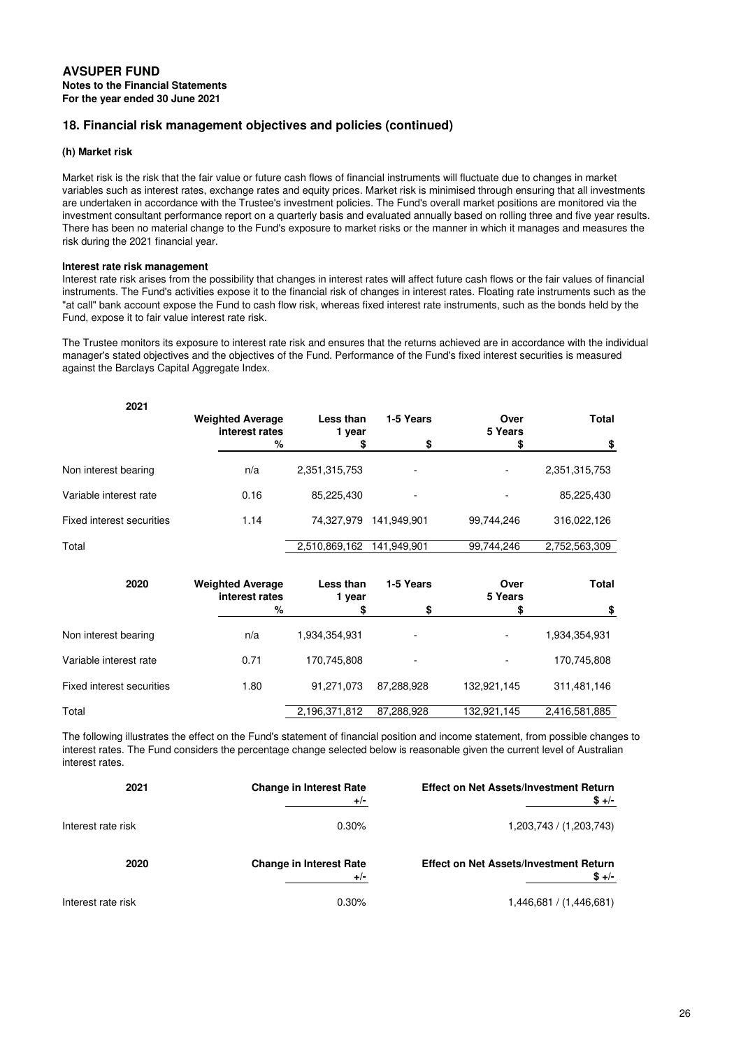**AVSUPER FUND**
**Notes to the Financial Statements**
**For the year ended 30 June 2021**

## 18. Financial risk management objectives and policies (continued)

### (h) Market risk

Market risk is the risk that the fair value or future cash flows of financial instruments will fluctuate due to changes in market variables such as interest rates, exchange rates and equity prices. Market risk is minimised through ensuring that all investments are undertaken in accordance with the Trustee's investment policies. The Fund's overall market positions are monitored via the investment consultant performance report on a quarterly basis and evaluated annually based on rolling three and five year results. There has been no material change to the Fund's exposure to market risks or the manner in which it manages and measures the risk during the 2021 financial year.

**Interest rate risk management**

Interest rate risk arises from the possibility that changes in interest rates will affect future cash flows or the fair values of financial instruments. The Fund's activities expose it to the financial risk of changes in interest rates. Floating rate instruments such as the "at call" bank account expose the Fund to cash flow risk, whereas fixed interest rate instruments, such as the bonds held by the Fund, expose it to fair value interest rate risk.

The Trustee monitors its exposure to interest rate risk and ensures that the returns achieved are in accordance with the individual manager's stated objectives and the objectives of the Fund. Performance of the Fund's fixed interest securities is measured against the Barclays Capital Aggregate Index.

| 2021 | Weighted Average interest rates | Less than 1 year | 1-5 Years | Over 5 Years | Total |
|---|---|---|---|---|---|
| | % | $ | $ | $ | $ |
| Non interest bearing | n/a | 2,351,315,753 | - | - | 2,351,315,753 |
| Variable interest rate | 0.16 | 85,225,430 | - | - | 85,225,430 |
| Fixed interest securities | 1.14 | 74,327,979 | 141,949,901 | 99,744,246 | 316,022,126 |
| Total | | 2,510,869,162 | 141,949,901 | 99,744,246 | 2,752,563,309 |

| 2020 | Weighted Average interest rates | Less than 1 year | 1-5 Years | Over 5 Years | Total |
|---|---|---|---|---|---|
| | % | $ | $ | $ | $ |
| Non interest bearing | n/a | 1,934,354,931 | - | - | 1,934,354,931 |
| Variable interest rate | 0.71 | 170,745,808 | - | - | 170,745,808 |
| Fixed interest securities | 1.80 | 91,271,073 | 87,288,928 | 132,921,145 | 311,481,146 |
| Total | | 2,196,371,812 | 87,288,928 | 132,921,145 | 2,416,581,885 |

The following illustrates the effect on the Fund's statement of financial position and income statement, from possible changes to interest rates. The Fund considers the percentage change selected below is reasonable given the current level of Australian interest rates.

| 2021 | Change in Interest Rate +/- | Effect on Net Assets/Investment Return $ +/- |
|---|---|---|
| Interest rate risk | 0.30% | 1,203,743 / (1,203,743) |

| 2020 | Change in Interest Rate +/- | Effect on Net Assets/Investment Return $ +/- |
|---|---|---|
| Interest rate risk | 0.30% | 1,446,681 / (1,446,681) |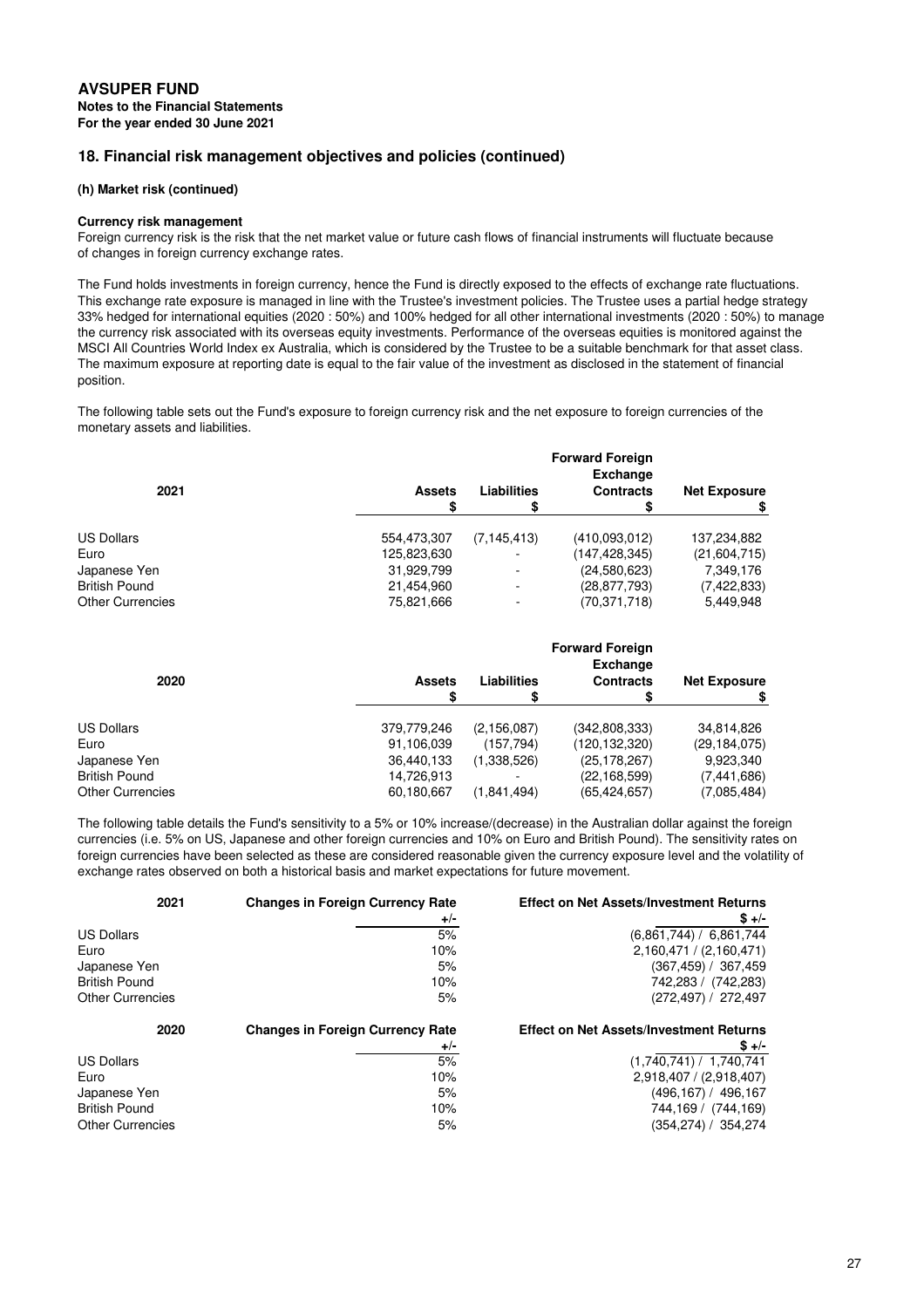# AVSUPER FUND

**Notes to the Financial Statements**
**For the year ended 30 June 2021**

## 18. Financial risk management objectives and policies (continued)

### (h) Market risk (continued)

**Currency risk management**

Foreign currency risk is the risk that the net market value or future cash flows of financial instruments will fluctuate because of changes in foreign currency exchange rates.

The Fund holds investments in foreign currency, hence the Fund is directly exposed to the effects of exchange rate fluctuations. This exchange rate exposure is managed in line with the Trustee's investment policies. The Trustee uses a partial hedge strategy 33% hedged for international equities (2020 : 50%) and 100% hedged for all other international investments (2020 : 50%) to manage the currency risk associated with its overseas equity investments. Performance of the overseas equities is monitored against the MSCI All Countries World Index ex Australia, which is considered by the Trustee to be a suitable benchmark for that asset class. The maximum exposure at reporting date is equal to the fair value of the investment as disclosed in the statement of financial position.

The following table sets out the Fund's exposure to foreign currency risk and the net exposure to foreign currencies of the monetary assets and liabilities.

| 2021 | Assets $ | Liabilities $ | Forward Foreign Exchange Contracts $ | Net Exposure $ |
|---|---|---|---|---|
| US Dollars | 554,473,307 | (7,145,413) | (410,093,012) | 137,234,882 |
| Euro | 125,823,630 | - | (147,428,345) | (21,604,715) |
| Japanese Yen | 31,929,799 | - | (24,580,623) | 7,349,176 |
| British Pound | 21,454,960 | - | (28,877,793) | (7,422,833) |
| Other Currencies | 75,821,666 | - | (70,371,718) | 5,449,948 |

| 2020 | Assets $ | Liabilities $ | Forward Foreign Exchange Contracts $ | Net Exposure $ |
|---|---|---|---|---|
| US Dollars | 379,779,246 | (2,156,087) | (342,808,333) | 34,814,826 |
| Euro | 91,106,039 | (157,794) | (120,132,320) | (29,184,075) |
| Japanese Yen | 36,440,133 | (1,338,526) | (25,178,267) | 9,923,340 |
| British Pound | 14,726,913 | - | (22,168,599) | (7,441,686) |
| Other Currencies | 60,180,667 | (1,841,494) | (65,424,657) | (7,085,484) |

The following table details the Fund's sensitivity to a 5% or 10% increase/(decrease) in the Australian dollar against the foreign currencies (i.e. 5% on US, Japanese and other foreign currencies and 10% on Euro and British Pound). The sensitivity rates on foreign currencies have been selected as these are considered reasonable given the currency exposure level and the volatility of exchange rates observed on both a historical basis and market expectations for future movement.

| 2021 | Changes in Foreign Currency Rate +/- | Effect on Net Assets/Investment Returns $ +/- |
|---|---|---|
| US Dollars | 5% | (6,861,744) / 6,861,744 |
| Euro | 10% | 2,160,471 / (2,160,471) |
| Japanese Yen | 5% | (367,459) / 367,459 |
| British Pound | 10% | 742,283 / (742,283) |
| Other Currencies | 5% | (272,497) / 272,497 |

| 2020 | Changes in Foreign Currency Rate +/- | Effect on Net Assets/Investment Returns $ +/- |
|---|---|---|
| US Dollars | 5% | (1,740,741) / 1,740,741 |
| Euro | 10% | 2,918,407 / (2,918,407) |
| Japanese Yen | 5% | (496,167) / 496,167 |
| British Pound | 10% | 744,169 / (744,169) |
| Other Currencies | 5% | (354,274) / 354,274 |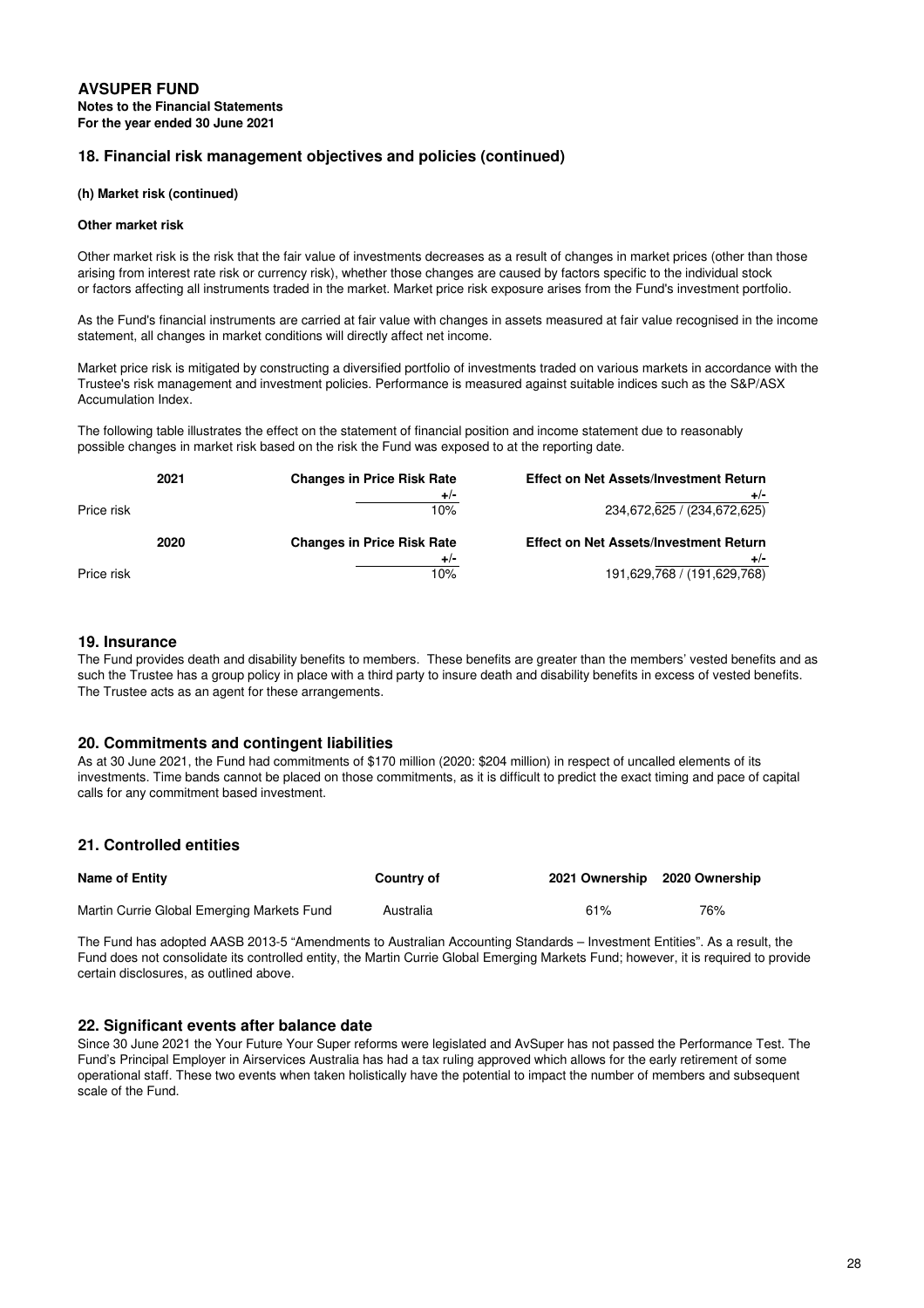**AVSUPER FUND**
**Notes to the Financial Statements**
**For the year ended 30 June 2021**

## 18. Financial risk management objectives and policies (continued)

#### (h) Market risk (continued)

#### Other market risk

Other market risk is the risk that the fair value of investments decreases as a result of changes in market prices (other than those arising from interest rate risk or currency risk), whether those changes are caused by factors specific to the individual stock or factors affecting all instruments traded in the market. Market price risk exposure arises from the Fund's investment portfolio.

As the Fund's financial instruments are carried at fair value with changes in assets measured at fair value recognised in the income statement, all changes in market conditions will directly affect net income.

Market price risk is mitigated by constructing a diversified portfolio of investments traded on various markets in accordance with the Trustee's risk management and investment policies. Performance is measured against suitable indices such as the S&P/ASX Accumulation Index.

The following table illustrates the effect on the statement of financial position and income statement due to reasonably possible changes in market risk based on the risk the Fund was exposed to at the reporting date.

| 2021 | Changes in Price Risk Rate | Effect on Net Assets/Investment Return |
|---|---|---|
| | +/- | +/- |
| Price risk | 10% | 234,672,625 / (234,672,625) |

| 2020 | Changes in Price Risk Rate | Effect on Net Assets/Investment Return |
|---|---|---|
| | +/- | +/- |
| Price risk | 10% | 191,629,768 / (191,629,768) |

## 19. Insurance

The Fund provides death and disability benefits to members. These benefits are greater than the members' vested benefits and as such the Trustee has a group policy in place with a third party to insure death and disability benefits in excess of vested benefits. The Trustee acts as an agent for these arrangements.

## 20. Commitments and contingent liabilities

As at 30 June 2021, the Fund had commitments of $170 million (2020: $204 million) in respect of uncalled elements of its investments. Time bands cannot be placed on those commitments, as it is difficult to predict the exact timing and pace of capital calls for any commitment based investment.

## 21. Controlled entities

| Name of Entity | Country of | 2021 Ownership | 2020 Ownership |
|---|---|---|---|
| Martin Currie Global Emerging Markets Fund | Australia | 61% | 76% |

The Fund has adopted AASB 2013-5 "Amendments to Australian Accounting Standards – Investment Entities". As a result, the Fund does not consolidate its controlled entity, the Martin Currie Global Emerging Markets Fund; however, it is required to provide certain disclosures, as outlined above.

## 22. Significant events after balance date

Since 30 June 2021 the Your Future Your Super reforms were legislated and AvSuper has not passed the Performance Test. The Fund's Principal Employer in Airservices Australia has had a tax ruling approved which allows for the early retirement of some operational staff. These two events when taken holistically have the potential to impact the number of members and subsequent scale of the Fund.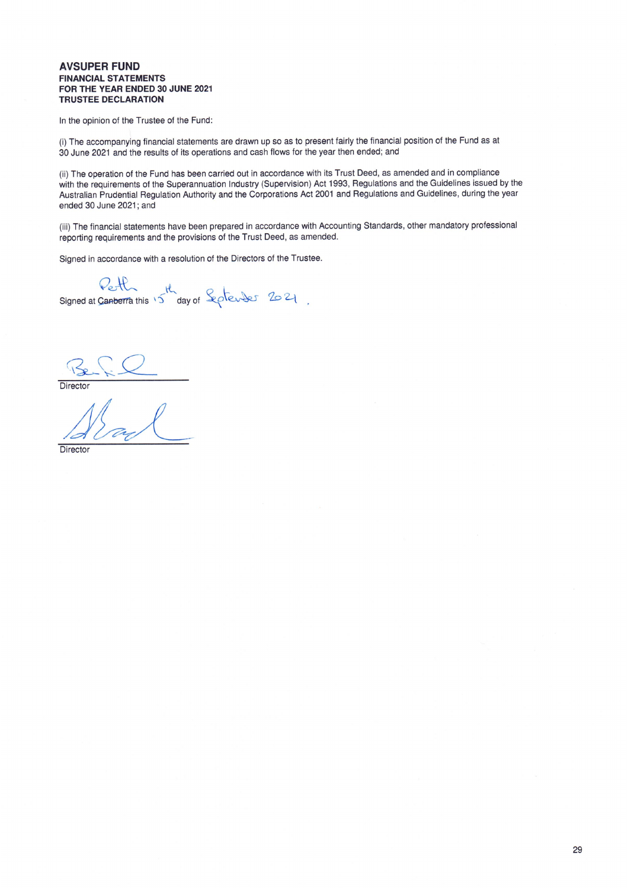# AVSUPER FUND

**FINANCIAL STATEMENTS**
**FOR THE YEAR ENDED 30 JUNE 2021**
**TRUSTEE DECLARATION**

In the opinion of the Trustee of the Fund:

(i) The accompanying financial statements are drawn up so as to present fairly the financial position of the Fund as at 30 June 2021 and the results of its operations and cash flows for the year then ended; and

(ii) The operation of the Fund has been carried out in accordance with its Trust Deed, as amended and in compliance with the requirements of the Superannuation Industry (Supervision) Act 1993, Regulations and the Guidelines issued by the Australian Prudential Regulation Authority and the Corporations Act 2001 and Regulations and Guidelines, during the year ended 30 June 2021; and

(iii) The financial statements have been prepared in accordance with Accounting Standards, other mandatory professional reporting requirements and the provisions of the Trust Deed, as amended.

Signed in accordance with a resolution of the Directors of the Trustee.

Signed at ~~Canberra~~ Perth this 15th day of September 2021.

Director

Director